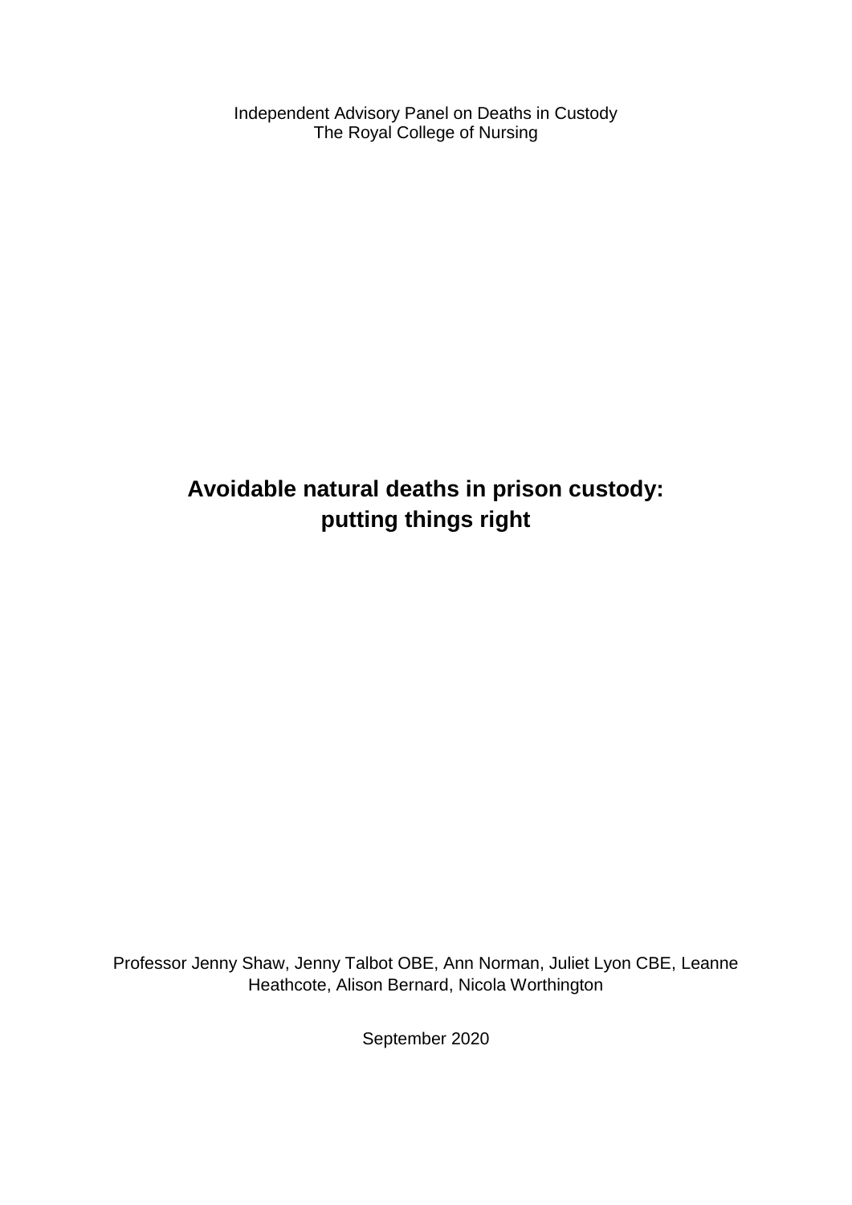Independent Advisory Panel on Deaths in Custody
The Royal College of Nursing

# Avoidable natural deaths in prison custody: putting things right

Professor Jenny Shaw, Jenny Talbot OBE, Ann Norman, Juliet Lyon CBE, Leanne Heathcote, Alison Bernard, Nicola Worthington

September 2020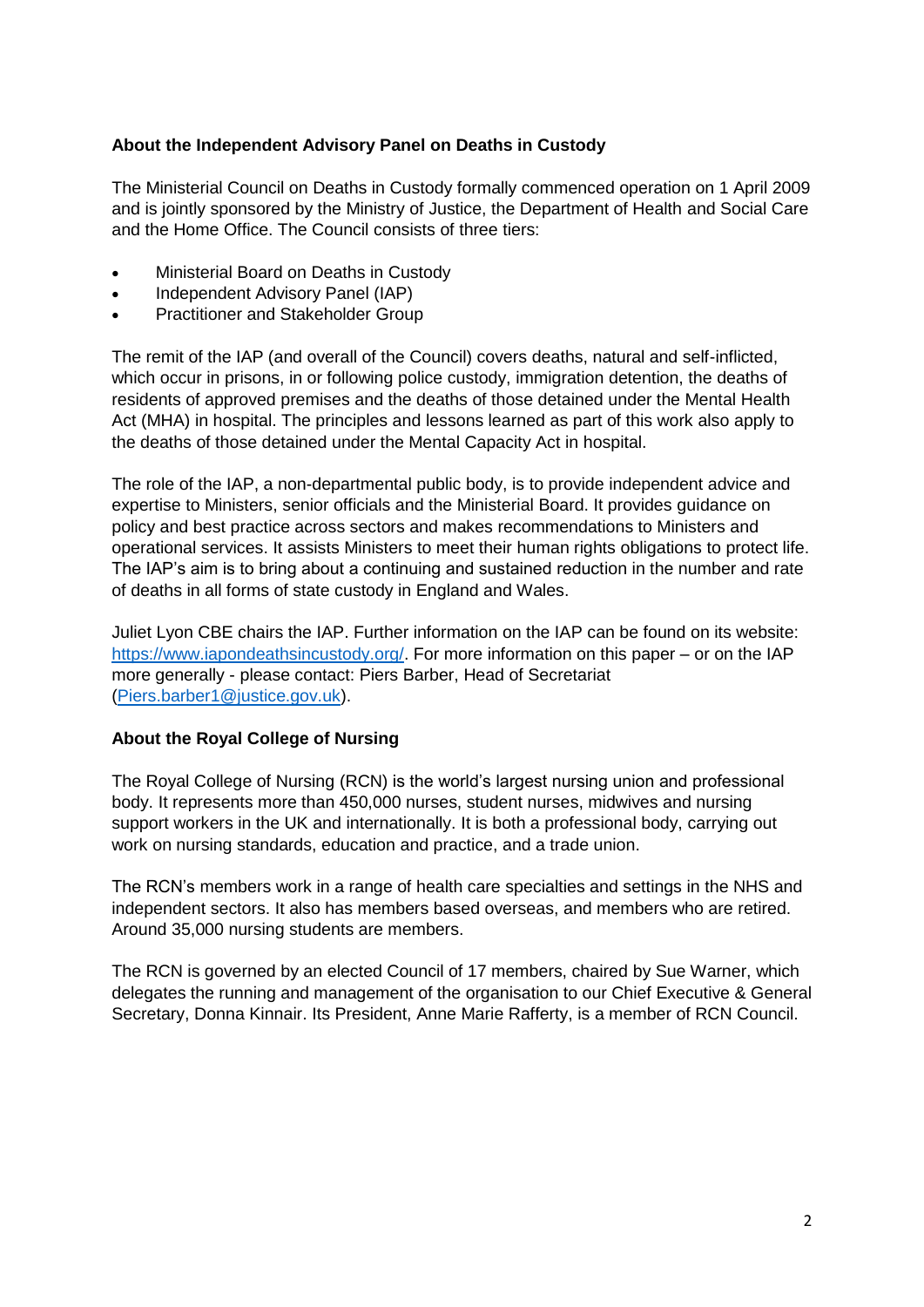**About the Independent Advisory Panel on Deaths in Custody**

The Ministerial Council on Deaths in Custody formally commenced operation on 1 April 2009 and is jointly sponsored by the Ministry of Justice, the Department of Health and Social Care and the Home Office. The Council consists of three tiers:

- Ministerial Board on Deaths in Custody
- Independent Advisory Panel (IAP)
- Practitioner and Stakeholder Group

The remit of the IAP (and overall of the Council) covers deaths, natural and self-inflicted, which occur in prisons, in or following police custody, immigration detention, the deaths of residents of approved premises and the deaths of those detained under the Mental Health Act (MHA) in hospital. The principles and lessons learned as part of this work also apply to the deaths of those detained under the Mental Capacity Act in hospital.

The role of the IAP, a non-departmental public body, is to provide independent advice and expertise to Ministers, senior officials and the Ministerial Board. It provides guidance on policy and best practice across sectors and makes recommendations to Ministers and operational services. It assists Ministers to meet their human rights obligations to protect life. The IAP's aim is to bring about a continuing and sustained reduction in the number and rate of deaths in all forms of state custody in England and Wales.

Juliet Lyon CBE chairs the IAP. Further information on the IAP can be found on its website: [https://www.iapondeathsincustody.org/](https://www.iapondeathsincustody.org/). For more information on this paper – or on the IAP more generally - please contact: Piers Barber, Head of Secretariat ([Piers.barber1@justice.gov.uk](mailto:Piers.barber1@justice.gov.uk)).

**About the Royal College of Nursing**

The Royal College of Nursing (RCN) is the world's largest nursing union and professional body. It represents more than 450,000 nurses, student nurses, midwives and nursing support workers in the UK and internationally. It is both a professional body, carrying out work on nursing standards, education and practice, and a trade union.

The RCN's members work in a range of health care specialties and settings in the NHS and independent sectors. It also has members based overseas, and members who are retired. Around 35,000 nursing students are members.

The RCN is governed by an elected Council of 17 members, chaired by Sue Warner, which delegates the running and management of the organisation to our Chief Executive & General Secretary, Donna Kinnair. Its President, Anne Marie Rafferty, is a member of RCN Council.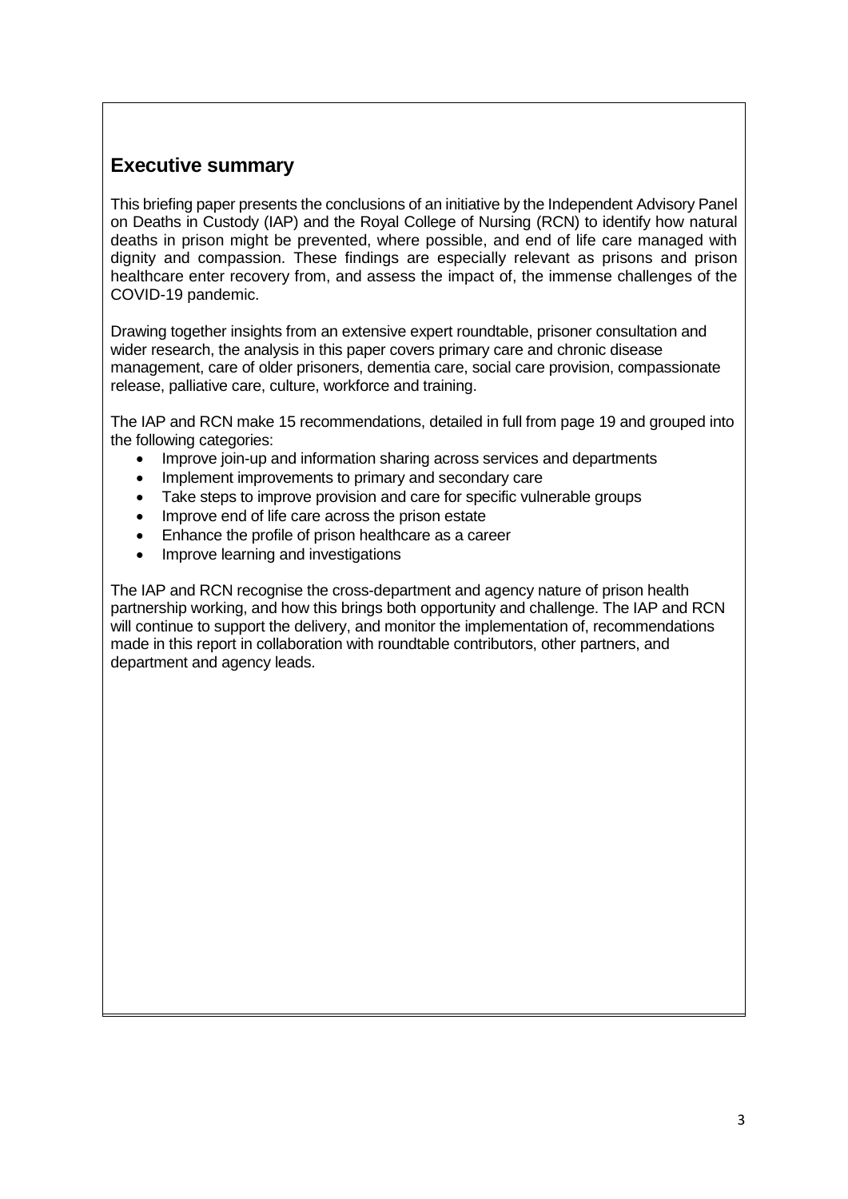## Executive summary

This briefing paper presents the conclusions of an initiative by the Independent Advisory Panel on Deaths in Custody (IAP) and the Royal College of Nursing (RCN) to identify how natural deaths in prison might be prevented, where possible, and end of life care managed with dignity and compassion. These findings are especially relevant as prisons and prison healthcare enter recovery from, and assess the impact of, the immense challenges of the COVID-19 pandemic.

Drawing together insights from an extensive expert roundtable, prisoner consultation and wider research, the analysis in this paper covers primary care and chronic disease management, care of older prisoners, dementia care, social care provision, compassionate release, palliative care, culture, workforce and training.

The IAP and RCN make 15 recommendations, detailed in full from page 19 and grouped into the following categories:

- Improve join-up and information sharing across services and departments
- Implement improvements to primary and secondary care
- Take steps to improve provision and care for specific vulnerable groups
- Improve end of life care across the prison estate
- Enhance the profile of prison healthcare as a career
- Improve learning and investigations

The IAP and RCN recognise the cross-department and agency nature of prison health partnership working, and how this brings both opportunity and challenge. The IAP and RCN will continue to support the delivery, and monitor the implementation of, recommendations made in this report in collaboration with roundtable contributors, other partners, and department and agency leads.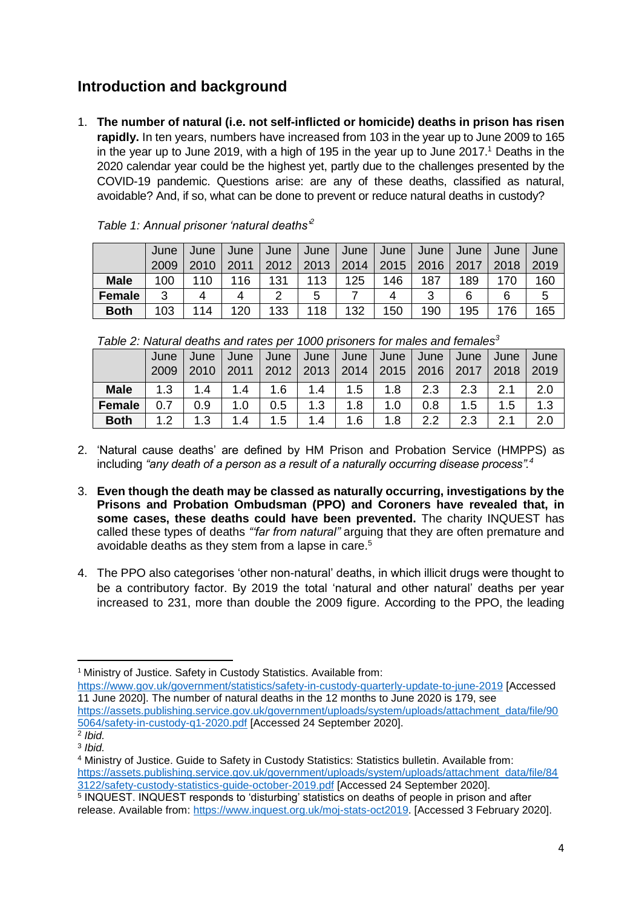## Introduction and background

1. **The number of natural (i.e. not self-inflicted or homicide) deaths in prison has risen rapidly.** In ten years, numbers have increased from 103 in the year up to June 2009 to 165 in the year up to June 2019, with a high of 195 in the year up to June 2017.[1] Deaths in the 2020 calendar year could be the highest yet, partly due to the challenges presented by the COVID-19 pandemic. Questions arise: are any of these deaths, classified as natural, avoidable? And, if so, what can be done to prevent or reduce natural deaths in custody?

*Table 1: Annual prisoner 'natural deaths'*[2]

| | June 2009 | June 2010 | June 2011 | June 2012 | June 2013 | June 2014 | June 2015 | June 2016 | June 2017 | June 2018 | June 2019 |
|---|---|---|---|---|---|---|---|---|---|---|---|
| **Male** | 100 | 110 | 116 | 131 | 113 | 125 | 146 | 187 | 189 | 170 | 160 |
| **Female** | 3 | 4 | 4 | 2 | 5 | 7 | 4 | 3 | 6 | 6 | 5 |
| **Both** | 103 | 114 | 120 | 133 | 118 | 132 | 150 | 190 | 195 | 176 | 165 |

*Table 2: Natural deaths and rates per 1000 prisoners for males and females*[3]

| | June 2009 | June 2010 | June 2011 | June 2012 | June 2013 | June 2014 | June 2015 | June 2016 | June 2017 | June 2018 | June 2019 |
|---|---|---|---|---|---|---|---|---|---|---|---|
| **Male** | 1.3 | 1.4 | 1.4 | 1.6 | 1.4 | 1.5 | 1.8 | 2.3 | 2.3 | 2.1 | 2.0 |
| **Female** | 0.7 | 0.9 | 1.0 | 0.5 | 1.3 | 1.8 | 1.0 | 0.8 | 1.5 | 1.5 | 1.3 |
| **Both** | 1.2 | 1.3 | 1.4 | 1.5 | 1.4 | 1.6 | 1.8 | 2.2 | 2.3 | 2.1 | 2.0 |

2. 'Natural cause deaths' are defined by HM Prison and Probation Service (HMPPS) as including *"any death of a person as a result of a naturally occurring disease process".*[4]

3. **Even though the death may be classed as naturally occurring, investigations by the Prisons and Probation Ombudsman (PPO) and Coroners have revealed that, in some cases, these deaths could have been prevented.** The charity INQUEST has called these types of deaths *"far from natural"* arguing that they are often premature and avoidable deaths as they stem from a lapse in care.[5]

4. The PPO also categorises 'other non-natural' deaths, in which illicit drugs were thought to be a contributory factor. By 2019 the total 'natural and other natural' deaths per year increased to 231, more than double the 2009 figure. According to the PPO, the leading

---

[1] Ministry of Justice. Safety in Custody Statistics. Available from: https://www.gov.uk/government/statistics/safety-in-custody-quarterly-update-to-june-2019 [Accessed 11 June 2020]. The number of natural deaths in the 12 months to June 2020 is 179, see https://assets.publishing.service.gov.uk/government/uploads/system/uploads/attachment_data/file/905064/safety-in-custody-q1-2020.pdf [Accessed 24 September 2020].

[2] *Ibid.*

[3] *Ibid.*

[4] Ministry of Justice. Guide to Safety in Custody Statistics: Statistics bulletin. Available from: https://assets.publishing.service.gov.uk/government/uploads/system/uploads/attachment_data/file/843122/safety-custody-statistics-guide-october-2019.pdf [Accessed 24 September 2020].

[5] INQUEST. INQUEST responds to 'disturbing' statistics on deaths of people in prison and after release. Available from: https://www.inquest.org.uk/moj-stats-oct2019. [Accessed 3 February 2020].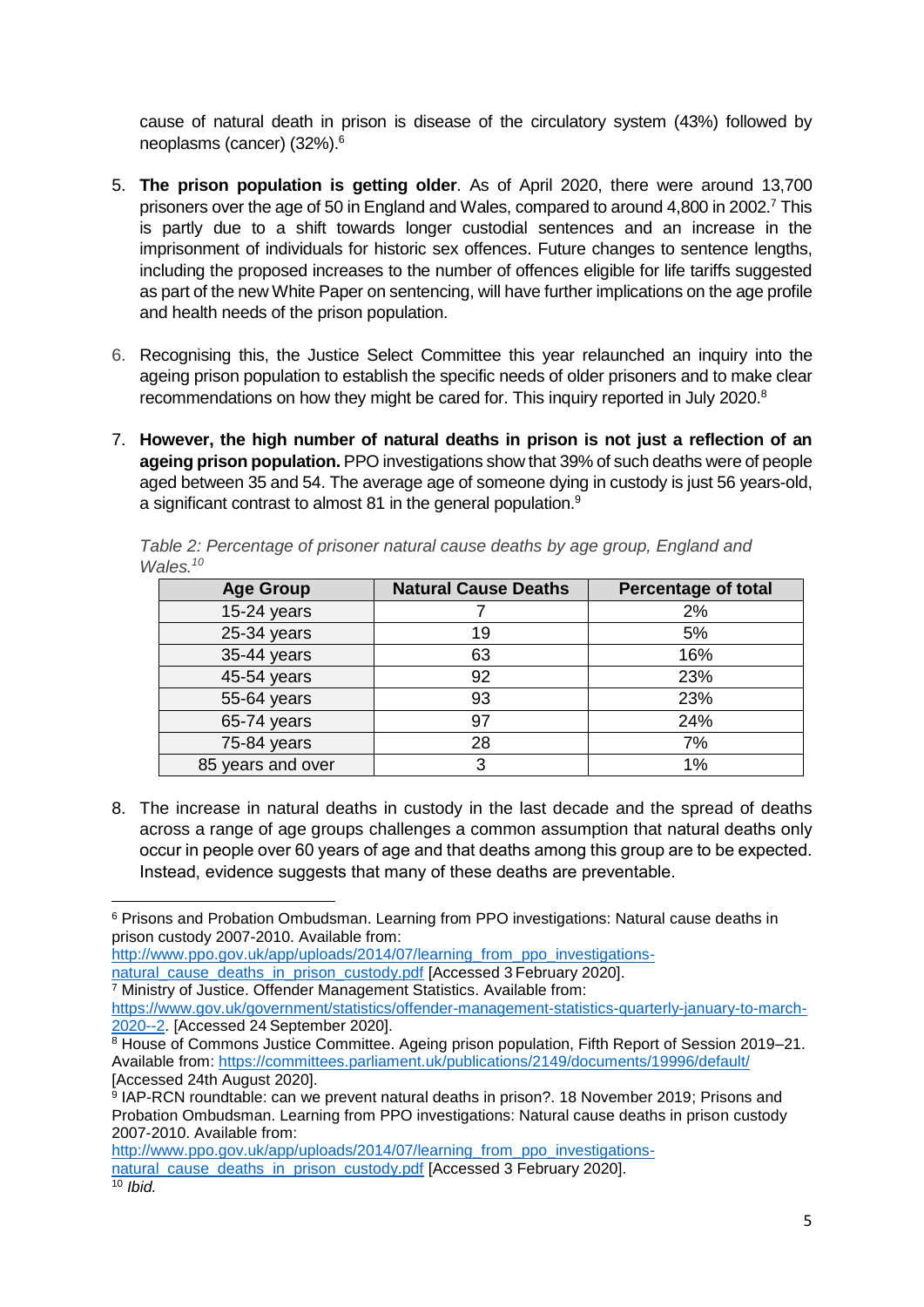cause of natural death in prison is disease of the circulatory system (43%) followed by neoplasms (cancer) (32%).[6]

5. **The prison population is getting older**. As of April 2020, there were around 13,700 prisoners over the age of 50 in England and Wales, compared to around 4,800 in 2002.[7] This is partly due to a shift towards longer custodial sentences and an increase in the imprisonment of individuals for historic sex offences. Future changes to sentence lengths, including the proposed increases to the number of offences eligible for life tariffs suggested as part of the new White Paper on sentencing, will have further implications on the age profile and health needs of the prison population.

6. Recognising this, the Justice Select Committee this year relaunched an inquiry into the ageing prison population to establish the specific needs of older prisoners and to make clear recommendations on how they might be cared for. This inquiry reported in July 2020.[8]

7. **However, the high number of natural deaths in prison is not just a reflection of an ageing prison population.** PPO investigations show that 39% of such deaths were of people aged between 35 and 54. The average age of someone dying in custody is just 56 years-old, a significant contrast to almost 81 in the general population.[9]

*Table 2: Percentage of prisoner natural cause deaths by age group, England and Wales.[10]*

| Age Group | Natural Cause Deaths | Percentage of total |
|---|---|---|
| 15-24 years | 7 | 2% |
| 25-34 years | 19 | 5% |
| 35-44 years | 63 | 16% |
| 45-54 years | 92 | 23% |
| 55-64 years | 93 | 23% |
| 65-74 years | 97 | 24% |
| 75-84 years | 28 | 7% |
| 85 years and over | 3 | 1% |

8. The increase in natural deaths in custody in the last decade and the spread of deaths across a range of age groups challenges a common assumption that natural deaths only occur in people over 60 years of age and that deaths among this group are to be expected. Instead, evidence suggests that many of these deaths are preventable.

---

[6] Prisons and Probation Ombudsman. Learning from PPO investigations: Natural cause deaths in prison custody 2007-2010. Available from: http://www.ppo.gov.uk/app/uploads/2014/07/learning_from_ppo_investigations-natural_cause_deaths_in_prison_custody.pdf [Accessed 3 February 2020].

[7] Ministry of Justice. Offender Management Statistics. Available from: https://www.gov.uk/government/statistics/offender-management-statistics-quarterly-january-to-march-2020--2. [Accessed 24 September 2020].

[8] House of Commons Justice Committee. Ageing prison population, Fifth Report of Session 2019–21. Available from: https://committees.parliament.uk/publications/2149/documents/19996/default/ [Accessed 24th August 2020].

[9] IAP-RCN roundtable: can we prevent natural deaths in prison?. 18 November 2019; Prisons and Probation Ombudsman. Learning from PPO investigations: Natural cause deaths in prison custody 2007-2010. Available from: http://www.ppo.gov.uk/app/uploads/2014/07/learning_from_ppo_investigations-natural_cause_deaths_in_prison_custody.pdf [Accessed 3 February 2020].

[10] *Ibid.*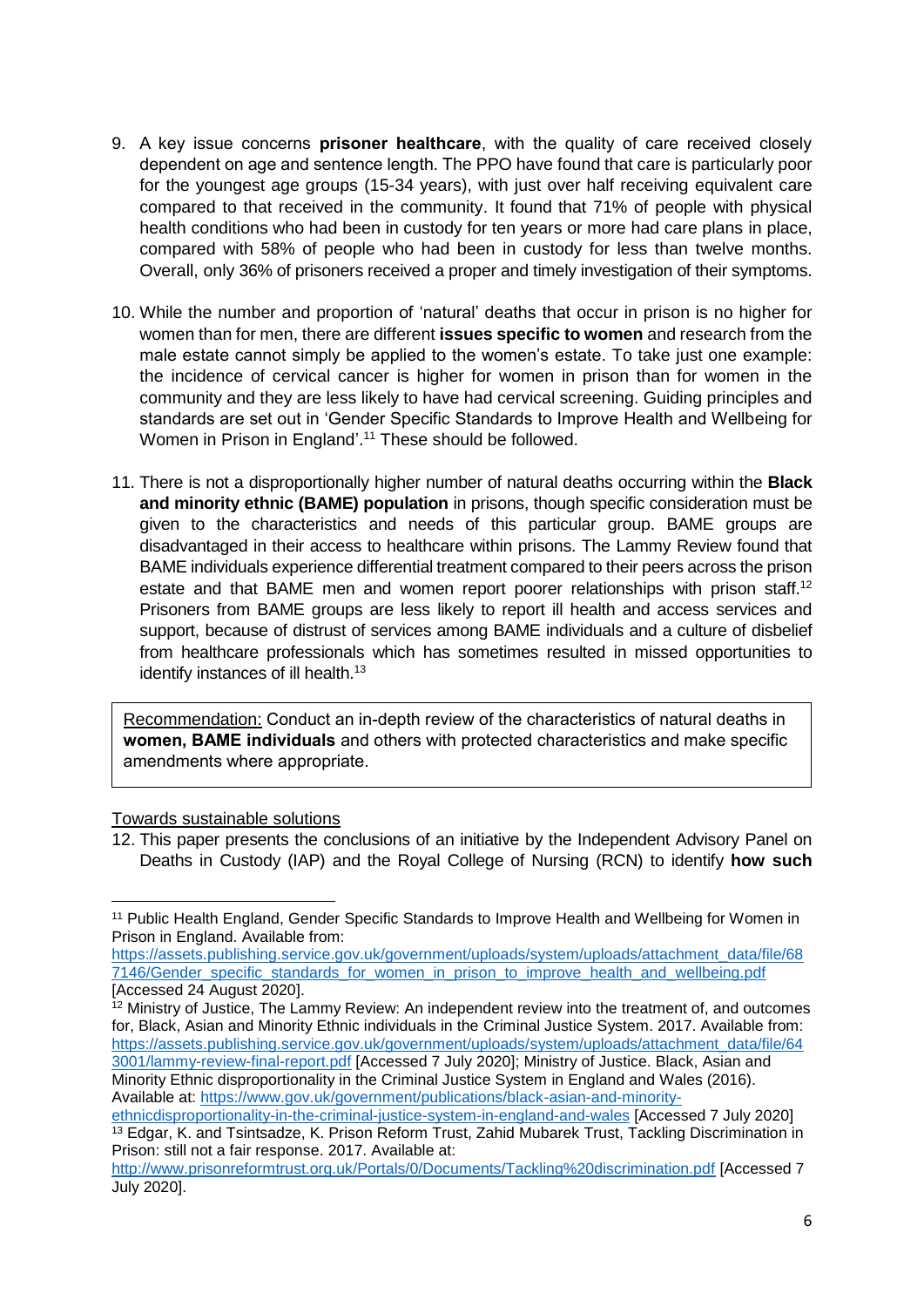9. A key issue concerns **prisoner healthcare**, with the quality of care received closely dependent on age and sentence length. The PPO have found that care is particularly poor for the youngest age groups (15-34 years), with just over half receiving equivalent care compared to that received in the community. It found that 71% of people with physical health conditions who had been in custody for ten years or more had care plans in place, compared with 58% of people who had been in custody for less than twelve months. Overall, only 36% of prisoners received a proper and timely investigation of their symptoms.

10. While the number and proportion of 'natural' deaths that occur in prison is no higher for women than for men, there are different **issues specific to women** and research from the male estate cannot simply be applied to the women's estate. To take just one example: the incidence of cervical cancer is higher for women in prison than for women in the community and they are less likely to have had cervical screening. Guiding principles and standards are set out in 'Gender Specific Standards to Improve Health and Wellbeing for Women in Prison in England'.[11] These should be followed.

11. There is not a disproportionally higher number of natural deaths occurring within the **Black and minority ethnic (BAME) population** in prisons, though specific consideration must be given to the characteristics and needs of this particular group. BAME groups are disadvantaged in their access to healthcare within prisons. The Lammy Review found that BAME individuals experience differential treatment compared to their peers across the prison estate and that BAME men and women report poorer relationships with prison staff.[12] Prisoners from BAME groups are less likely to report ill health and access services and support, because of distrust of services among BAME individuals and a culture of disbelief from healthcare professionals which has sometimes resulted in missed opportunities to identify instances of ill health.[13]

> Recommendation: Conduct an in-depth review of the characteristics of natural deaths in **women, BAME individuals** and others with protected characteristics and make specific amendments where appropriate.

Towards sustainable solutions

12. This paper presents the conclusions of an initiative by the Independent Advisory Panel on Deaths in Custody (IAP) and the Royal College of Nursing (RCN) to identify **how such**

---

[11] Public Health England, Gender Specific Standards to Improve Health and Wellbeing for Women in Prison in England. Available from: https://assets.publishing.service.gov.uk/government/uploads/system/uploads/attachment_data/file/687146/Gender_specific_standards_for_women_in_prison_to_improve_health_and_wellbeing.pdf [Accessed 24 August 2020].

[12] Ministry of Justice, The Lammy Review: An independent review into the treatment of, and outcomes for, Black, Asian and Minority Ethnic individuals in the Criminal Justice System. 2017. Available from: https://assets.publishing.service.gov.uk/government/uploads/system/uploads/attachment_data/file/643001/lammy-review-final-report.pdf [Accessed 7 July 2020]; Ministry of Justice. Black, Asian and Minority Ethnic disproportionality in the Criminal Justice System in England and Wales (2016). Available at: https://www.gov.uk/government/publications/black-asian-and-minority-ethnicdisproportionality-in-the-criminal-justice-system-in-england-and-wales [Accessed 7 July 2020]

[13] Edgar, K. and Tsintsadze, K. Prison Reform Trust, Zahid Mubarek Trust, Tackling Discrimination in Prison: still not a fair response. 2017. Available at: http://www.prisonreformtrust.org.uk/Portals/0/Documents/Tackling%20discrimination.pdf [Accessed 7 July 2020].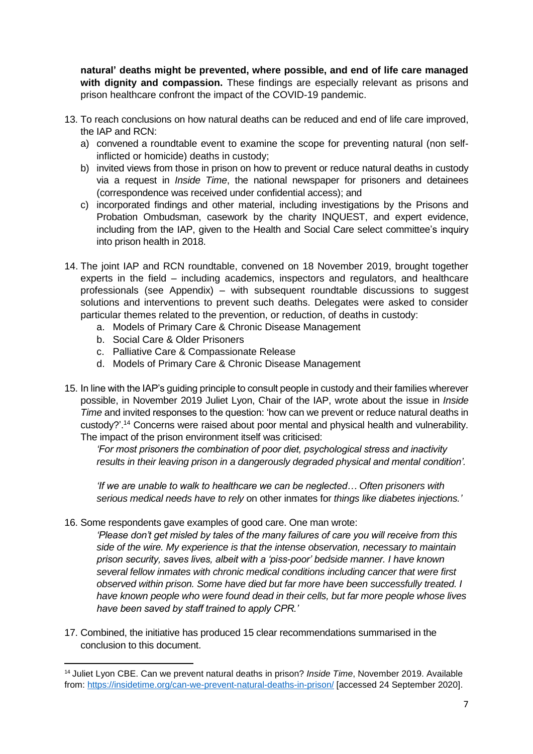**natural' deaths might be prevented, where possible, and end of life care managed with dignity and compassion.** These findings are especially relevant as prisons and prison healthcare confront the impact of the COVID-19 pandemic.

13. To reach conclusions on how natural deaths can be reduced and end of life care improved, the IAP and RCN:
    a) convened a roundtable event to examine the scope for preventing natural (non self-inflicted or homicide) deaths in custody;
    b) invited views from those in prison on how to prevent or reduce natural deaths in custody via a request in *Inside Time*, the national newspaper for prisoners and detainees (correspondence was received under confidential access); and
    c) incorporated findings and other material, including investigations by the Prisons and Probation Ombudsman, casework by the charity INQUEST, and expert evidence, including from the IAP, given to the Health and Social Care select committee's inquiry into prison health in 2018.

14. The joint IAP and RCN roundtable, convened on 18 November 2019, brought together experts in the field – including academics, inspectors and regulators, and healthcare professionals (see Appendix) – with subsequent roundtable discussions to suggest solutions and interventions to prevent such deaths. Delegates were asked to consider particular themes related to the prevention, or reduction, of deaths in custody:
    a. Models of Primary Care & Chronic Disease Management
    b. Social Care & Older Prisoners
    c. Palliative Care & Compassionate Release
    d. Models of Primary Care & Chronic Disease Management

15. In line with the IAP's guiding principle to consult people in custody and their families wherever possible, in November 2019 Juliet Lyon, Chair of the IAP, wrote about the issue in *Inside Time* and invited responses to the question: 'how can we prevent or reduce natural deaths in custody?'.[14] Concerns were raised about poor mental and physical health and vulnerability. The impact of the prison environment itself was criticised:

    *'For most prisoners the combination of poor diet, psychological stress and inactivity results in their leaving prison in a dangerously degraded physical and mental condition'.*

    *'If we are unable to walk to healthcare we can be neglected… Often prisoners with serious medical needs have to rely* on other inmates for *things like diabetes injections.'*

16. Some respondents gave examples of good care. One man wrote:

    *'Please don't get misled by tales of the many failures of care you will receive from this side of the wire. My experience is that the intense observation, necessary to maintain prison security, saves lives, albeit with a 'piss-poor' bedside manner. I have known several fellow inmates with chronic medical conditions including cancer that were first observed within prison. Some have died but far more have been successfully treated. I have known people who were found dead in their cells, but far more people whose lives have been saved by staff trained to apply CPR.'*

17. Combined, the initiative has produced 15 clear recommendations summarised in the conclusion to this document.

---

[14] Juliet Lyon CBE. Can we prevent natural deaths in prison? *Inside Time*, November 2019. Available from: https://insidetime.org/can-we-prevent-natural-deaths-in-prison/ [accessed 24 September 2020].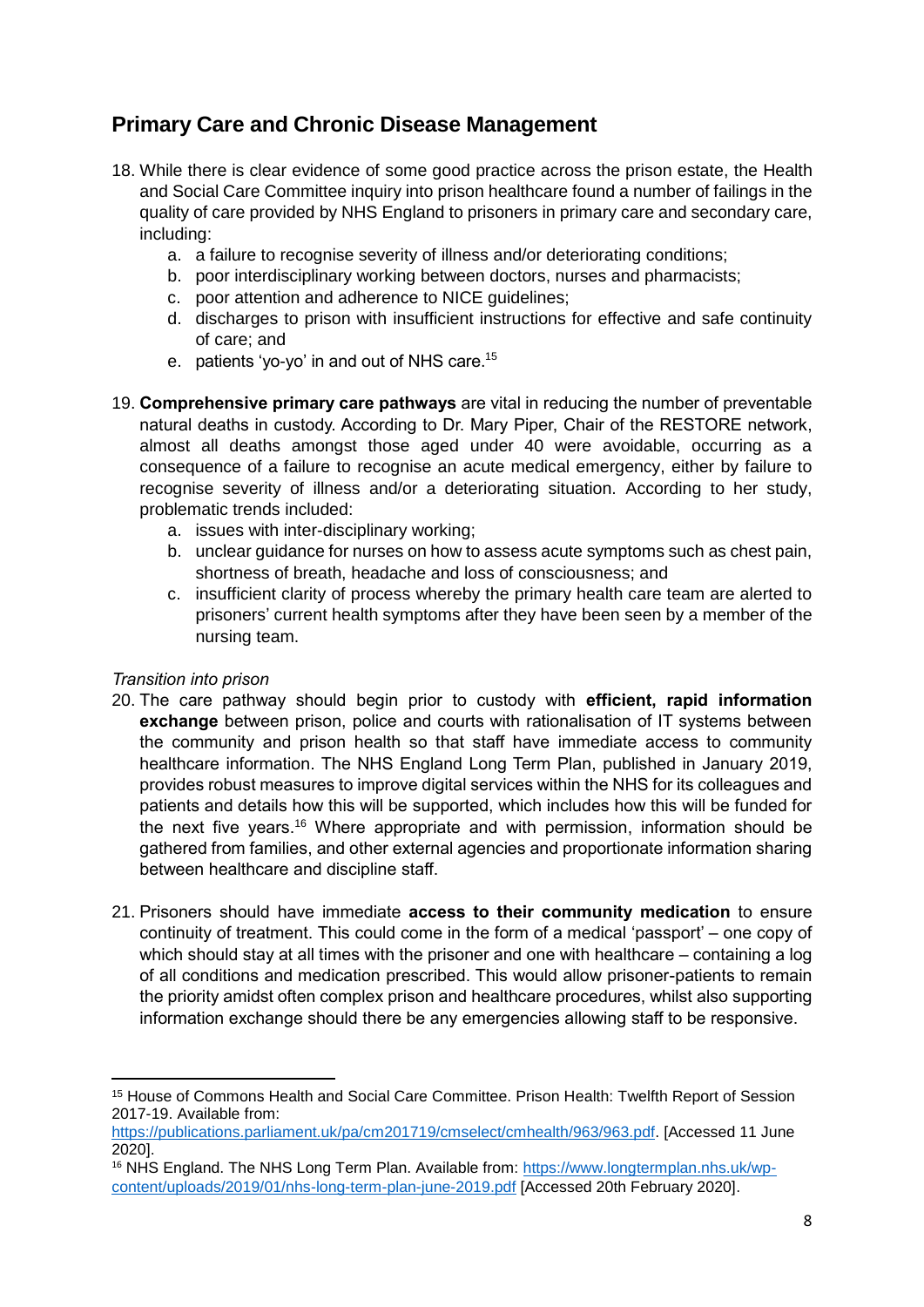## Primary Care and Chronic Disease Management

18. While there is clear evidence of some good practice across the prison estate, the Health and Social Care Committee inquiry into prison healthcare found a number of failings in the quality of care provided by NHS England to prisoners in primary care and secondary care, including:
    a. a failure to recognise severity of illness and/or deteriorating conditions;
    b. poor interdisciplinary working between doctors, nurses and pharmacists;
    c. poor attention and adherence to NICE guidelines;
    d. discharges to prison with insufficient instructions for effective and safe continuity of care; and
    e. patients 'yo-yo' in and out of NHS care.[15]

19. **Comprehensive primary care pathways** are vital in reducing the number of preventable natural deaths in custody. According to Dr. Mary Piper, Chair of the RESTORE network, almost all deaths amongst those aged under 40 were avoidable, occurring as a consequence of a failure to recognise an acute medical emergency, either by failure to recognise severity of illness and/or a deteriorating situation. According to her study, problematic trends included:
    a. issues with inter-disciplinary working;
    b. unclear guidance for nurses on how to assess acute symptoms such as chest pain, shortness of breath, headache and loss of consciousness; and
    c. insufficient clarity of process whereby the primary health care team are alerted to prisoners' current health symptoms after they have been seen by a member of the nursing team.

*Transition into prison*

20. The care pathway should begin prior to custody with **efficient, rapid information exchange** between prison, police and courts with rationalisation of IT systems between the community and prison health so that staff have immediate access to community healthcare information. The NHS England Long Term Plan, published in January 2019, provides robust measures to improve digital services within the NHS for its colleagues and patients and details how this will be supported, which includes how this will be funded for the next five years.[16] Where appropriate and with permission, information should be gathered from families, and other external agencies and proportionate information sharing between healthcare and discipline staff.

21. Prisoners should have immediate **access to their community medication** to ensure continuity of treatment. This could come in the form of a medical 'passport' – one copy of which should stay at all times with the prisoner and one with healthcare – containing a log of all conditions and medication prescribed. This would allow prisoner-patients to remain the priority amidst often complex prison and healthcare procedures, whilst also supporting information exchange should there be any emergencies allowing staff to be responsive.

---

[15] House of Commons Health and Social Care Committee. Prison Health: Twelfth Report of Session 2017-19. Available from: https://publications.parliament.uk/pa/cm201719/cmselect/cmhealth/963/963.pdf. [Accessed 11 June 2020].

[16] NHS England. The NHS Long Term Plan. Available from: https://www.longtermplan.nhs.uk/wp-content/uploads/2019/01/nhs-long-term-plan-june-2019.pdf [Accessed 20th February 2020].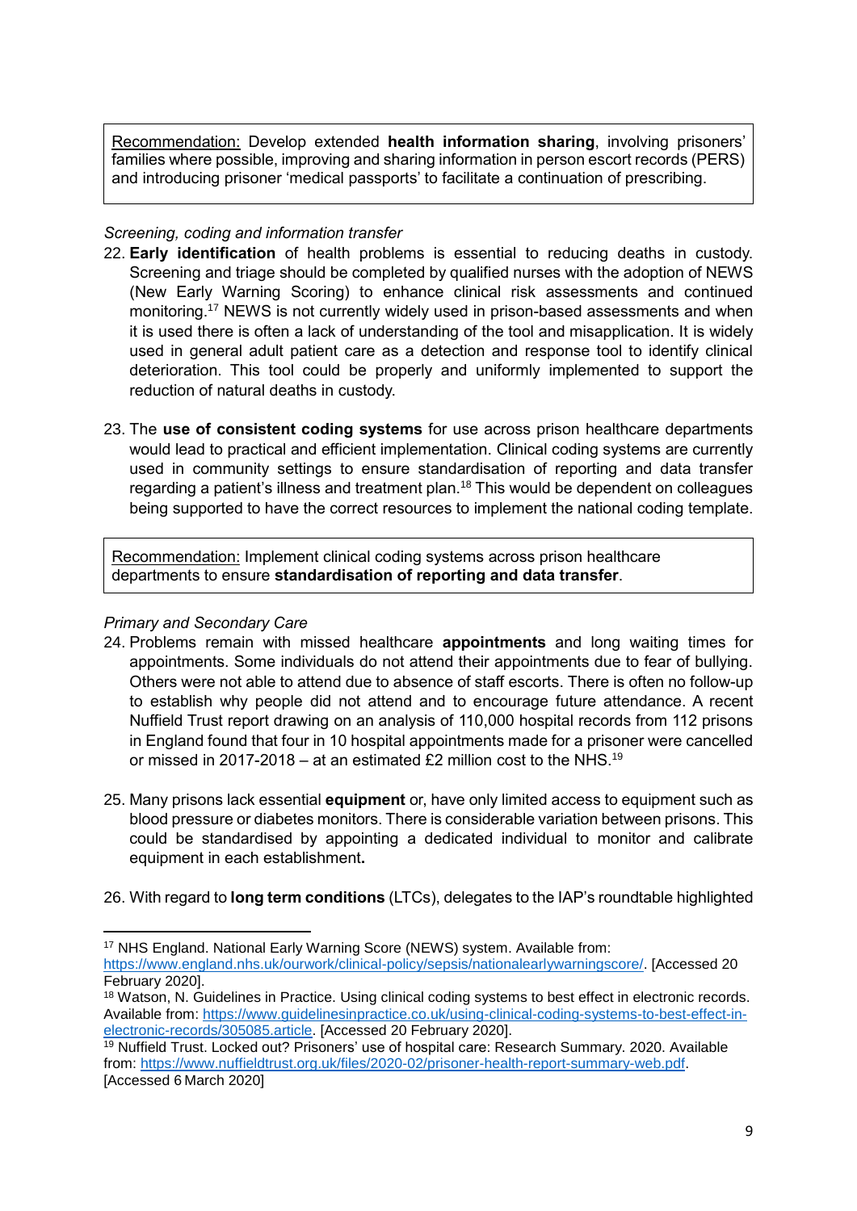Recommendation: Develop extended **health information sharing**, involving prisoners' families where possible, improving and sharing information in person escort records (PERS) and introducing prisoner 'medical passports' to facilitate a continuation of prescribing.

*Screening, coding and information transfer*

22. **Early identification** of health problems is essential to reducing deaths in custody. Screening and triage should be completed by qualified nurses with the adoption of NEWS (New Early Warning Scoring) to enhance clinical risk assessments and continued monitoring.[17] NEWS is not currently widely used in prison-based assessments and when it is used there is often a lack of understanding of the tool and misapplication. It is widely used in general adult patient care as a detection and response tool to identify clinical deterioration. This tool could be properly and uniformly implemented to support the reduction of natural deaths in custody.

23. The **use of consistent coding systems** for use across prison healthcare departments would lead to practical and efficient implementation. Clinical coding systems are currently used in community settings to ensure standardisation of reporting and data transfer regarding a patient's illness and treatment plan.[18] This would be dependent on colleagues being supported to have the correct resources to implement the national coding template.

Recommendation: Implement clinical coding systems across prison healthcare departments to ensure **standardisation of reporting and data transfer**.

*Primary and Secondary Care*

24. Problems remain with missed healthcare **appointments** and long waiting times for appointments. Some individuals do not attend their appointments due to fear of bullying. Others were not able to attend due to absence of staff escorts. There is often no follow-up to establish why people did not attend and to encourage future attendance. A recent Nuffield Trust report drawing on an analysis of 110,000 hospital records from 112 prisons in England found that four in 10 hospital appointments made for a prisoner were cancelled or missed in 2017-2018 – at an estimated £2 million cost to the NHS.[19]

25. Many prisons lack essential **equipment** or, have only limited access to equipment such as blood pressure or diabetes monitors. There is considerable variation between prisons. This could be standardised by appointing a dedicated individual to monitor and calibrate equipment in each establishment**.**

26. With regard to **long term conditions** (LTCs), delegates to the IAP's roundtable highlighted

---

[17] NHS England. National Early Warning Score (NEWS) system. Available from: https://www.england.nhs.uk/ourwork/clinical-policy/sepsis/nationalearlywarningscore/. [Accessed 20 February 2020].

[18] Watson, N. Guidelines in Practice. Using clinical coding systems to best effect in electronic records. Available from: https://www.guidelinesinpractice.co.uk/using-clinical-coding-systems-to-best-effect-in-electronic-records/305085.article. [Accessed 20 February 2020].

[19] Nuffield Trust. Locked out? Prisoners' use of hospital care: Research Summary. 2020. Available from: https://www.nuffieldtrust.org.uk/files/2020-02/prisoner-health-report-summary-web.pdf. [Accessed 6 March 2020]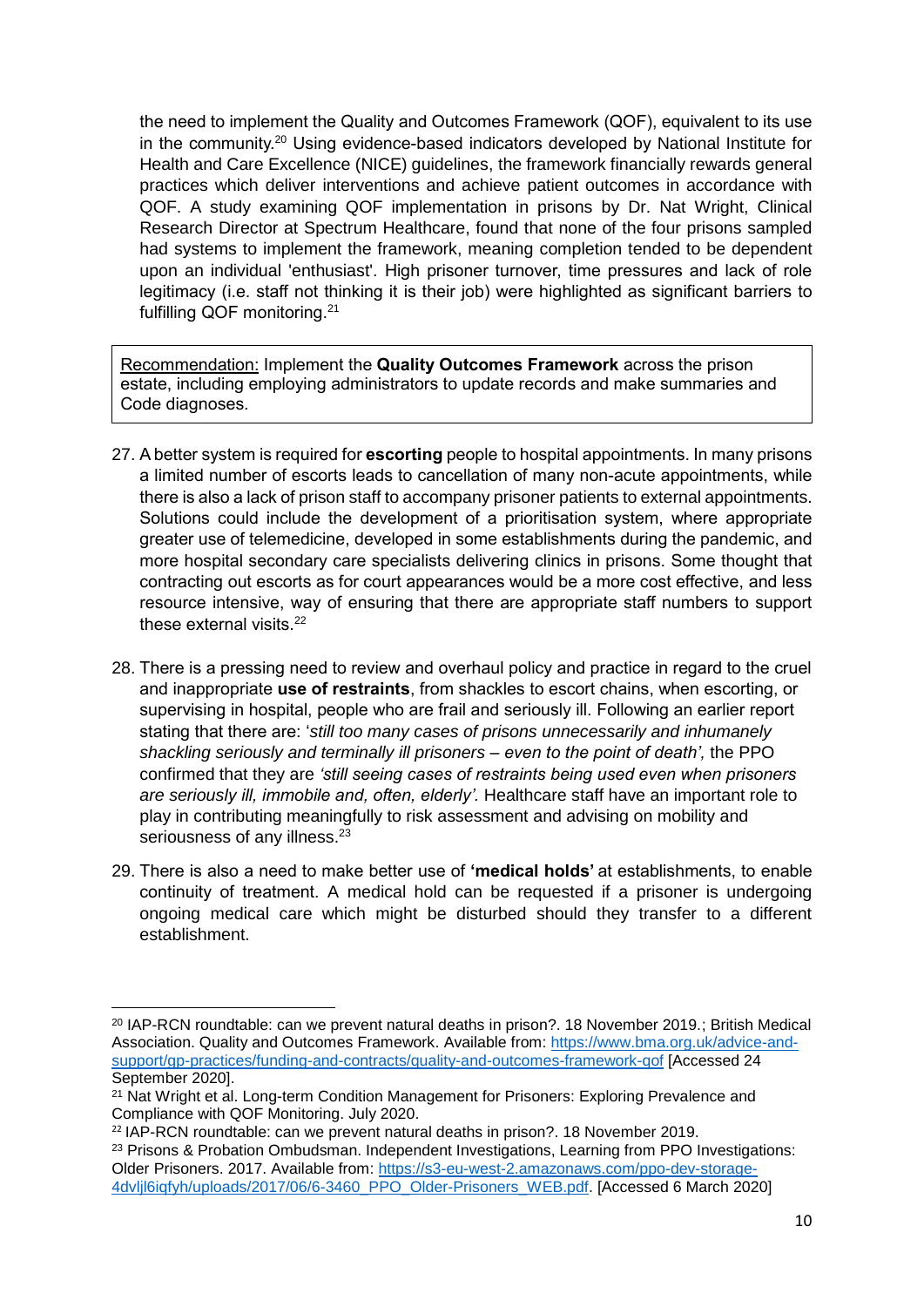the need to implement the Quality and Outcomes Framework (QOF), equivalent to its use in the community.[20] Using evidence-based indicators developed by National Institute for Health and Care Excellence (NICE) guidelines, the framework financially rewards general practices which deliver interventions and achieve patient outcomes in accordance with QOF. A study examining QOF implementation in prisons by Dr. Nat Wright, Clinical Research Director at Spectrum Healthcare, found that none of the four prisons sampled had systems to implement the framework, meaning completion tended to be dependent upon an individual 'enthusiast'. High prisoner turnover, time pressures and lack of role legitimacy (i.e. staff not thinking it is their job) were highlighted as significant barriers to fulfilling QOF monitoring.[21]

> Recommendation: Implement the **Quality Outcomes Framework** across the prison estate, including employing administrators to update records and make summaries and Code diagnoses.

27. A better system is required for **escorting** people to hospital appointments. In many prisons a limited number of escorts leads to cancellation of many non-acute appointments, while there is also a lack of prison staff to accompany prisoner patients to external appointments. Solutions could include the development of a prioritisation system, where appropriate greater use of telemedicine, developed in some establishments during the pandemic, and more hospital secondary care specialists delivering clinics in prisons. Some thought that contracting out escorts as for court appearances would be a more cost effective, and less resource intensive, way of ensuring that there are appropriate staff numbers to support these external visits.[22]

28. There is a pressing need to review and overhaul policy and practice in regard to the cruel and inappropriate **use of restraints**, from shackles to escort chains, when escorting, or supervising in hospital, people who are frail and seriously ill. Following an earlier report stating that there are: '*still too many cases of prisons unnecessarily and inhumanely shackling seriously and terminally ill prisoners – even to the point of death',* the PPO confirmed that they are *'still seeing cases of restraints being used even when prisoners are seriously ill, immobile and, often, elderly'.* Healthcare staff have an important role to play in contributing meaningfully to risk assessment and advising on mobility and seriousness of any illness.[23]

29. There is also a need to make better use of **'medical holds'** at establishments, to enable continuity of treatment. A medical hold can be requested if a prisoner is undergoing ongoing medical care which might be disturbed should they transfer to a different establishment.

---

[20] IAP-RCN roundtable: can we prevent natural deaths in prison?. 18 November 2019.; British Medical Association. Quality and Outcomes Framework. Available from: https://www.bma.org.uk/advice-and-support/gp-practices/funding-and-contracts/quality-and-outcomes-framework-qof [Accessed 24 September 2020].

[21] Nat Wright et al. Long-term Condition Management for Prisoners: Exploring Prevalence and Compliance with QOF Monitoring. July 2020.

[22] IAP-RCN roundtable: can we prevent natural deaths in prison?. 18 November 2019.

[23] Prisons & Probation Ombudsman. Independent Investigations, Learning from PPO Investigations: Older Prisoners. 2017. Available from: https://s3-eu-west-2.amazonaws.com/ppo-dev-storage-4dvljl6iqfyh/uploads/2017/06/6-3460_PPO_Older-Prisoners_WEB.pdf. [Accessed 6 March 2020]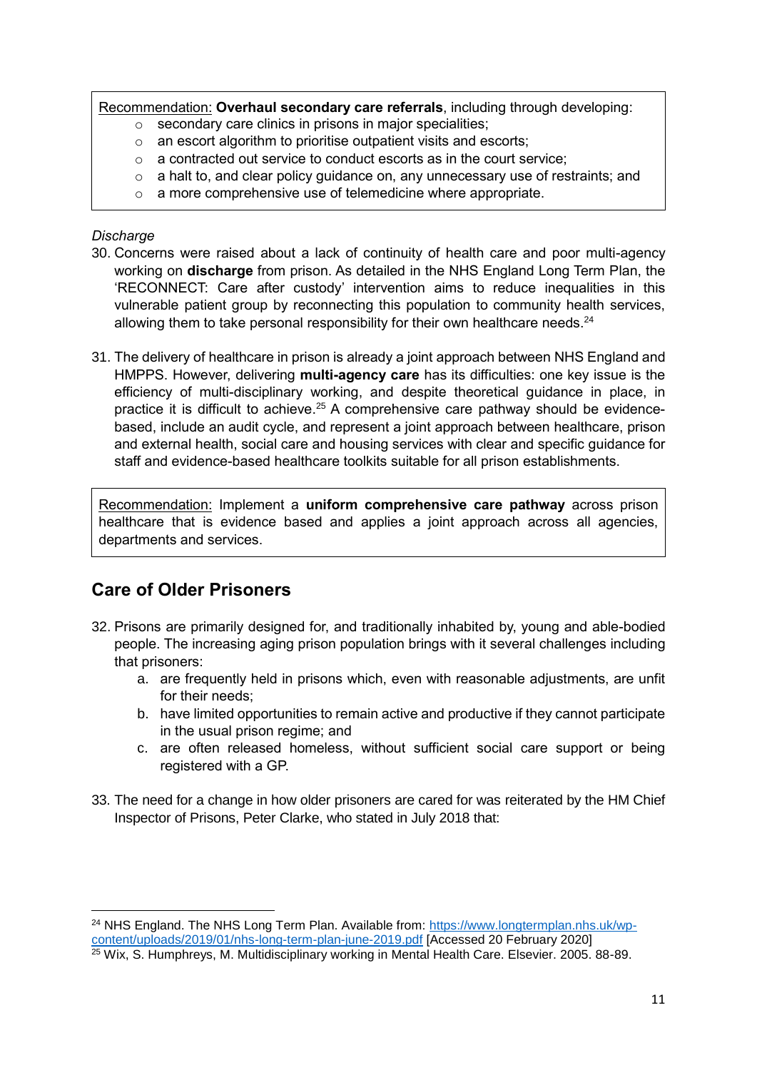Recommendation: **Overhaul secondary care referrals**, including through developing:

- secondary care clinics in prisons in major specialities;
- an escort algorithm to prioritise outpatient visits and escorts;
- a contracted out service to conduct escorts as in the court service;
- a halt to, and clear policy guidance on, any unnecessary use of restraints; and
- a more comprehensive use of telemedicine where appropriate.

*Discharge*

30. Concerns were raised about a lack of continuity of health care and poor multi-agency working on **discharge** from prison. As detailed in the NHS England Long Term Plan, the 'RECONNECT: Care after custody' intervention aims to reduce inequalities in this vulnerable patient group by reconnecting this population to community health services, allowing them to take personal responsibility for their own healthcare needs.[24]

31. The delivery of healthcare in prison is already a joint approach between NHS England and HMPPS. However, delivering **multi-agency care** has its difficulties: one key issue is the efficiency of multi-disciplinary working, and despite theoretical guidance in place, in practice it is difficult to achieve.[25] A comprehensive care pathway should be evidence-based, include an audit cycle, and represent a joint approach between healthcare, prison and external health, social care and housing services with clear and specific guidance for staff and evidence-based healthcare toolkits suitable for all prison establishments.

Recommendation: Implement a **uniform comprehensive care pathway** across prison healthcare that is evidence based and applies a joint approach across all agencies, departments and services.

## Care of Older Prisoners

32. Prisons are primarily designed for, and traditionally inhabited by, young and able-bodied people. The increasing aging prison population brings with it several challenges including that prisoners:
    a. are frequently held in prisons which, even with reasonable adjustments, are unfit for their needs;
    b. have limited opportunities to remain active and productive if they cannot participate in the usual prison regime; and
    c. are often released homeless, without sufficient social care support or being registered with a GP.

33. The need for a change in how older prisoners are cared for was reiterated by the HM Chief Inspector of Prisons, Peter Clarke, who stated in July 2018 that:

---

[24] NHS England. The NHS Long Term Plan. Available from: https://www.longtermplan.nhs.uk/wp-content/uploads/2019/01/nhs-long-term-plan-june-2019.pdf [Accessed 20 February 2020]

[25] Wix, S. Humphreys, M. Multidisciplinary working in Mental Health Care. Elsevier. 2005. 88-89.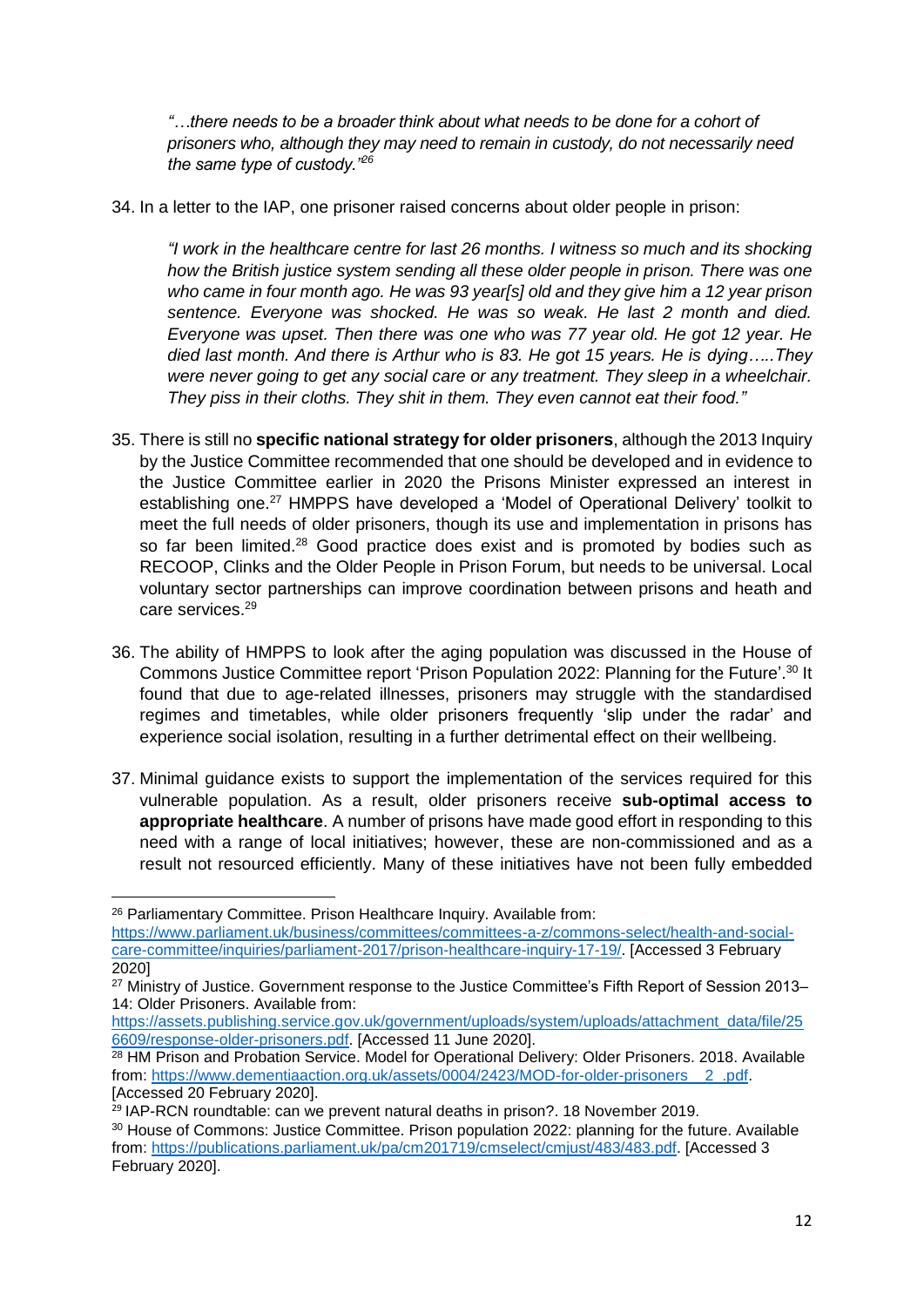*"…there needs to be a broader think about what needs to be done for a cohort of prisoners who, although they may need to remain in custody, do not necessarily need the same type of custody."*[26]

34. In a letter to the IAP, one prisoner raised concerns about older people in prison:

    *"I work in the healthcare centre for last 26 months. I witness so much and its shocking how the British justice system sending all these older people in prison. There was one who came in four month ago. He was 93 year[s] old and they give him a 12 year prison sentence. Everyone was shocked. He was so weak. He last 2 month and died. Everyone was upset. Then there was one who was 77 year old. He got 12 year. He died last month. And there is Arthur who is 83. He got 15 years. He is dying…..They were never going to get any social care or any treatment. They sleep in a wheelchair. They piss in their cloths. They shit in them. They even cannot eat their food."*

35. There is still no **specific national strategy for older prisoners**, although the 2013 Inquiry by the Justice Committee recommended that one should be developed and in evidence to the Justice Committee earlier in 2020 the Prisons Minister expressed an interest in establishing one.[27] HMPPS have developed a 'Model of Operational Delivery' toolkit to meet the full needs of older prisoners, though its use and implementation in prisons has so far been limited.[28] Good practice does exist and is promoted by bodies such as RECOOP, Clinks and the Older People in Prison Forum, but needs to be universal. Local voluntary sector partnerships can improve coordination between prisons and heath and care services.[29]

36. The ability of HMPPS to look after the aging population was discussed in the House of Commons Justice Committee report 'Prison Population 2022: Planning for the Future'.[30] It found that due to age-related illnesses, prisoners may struggle with the standardised regimes and timetables, while older prisoners frequently 'slip under the radar' and experience social isolation, resulting in a further detrimental effect on their wellbeing.

37. Minimal guidance exists to support the implementation of the services required for this vulnerable population. As a result, older prisoners receive **sub-optimal access to appropriate healthcare**. A number of prisons have made good effort in responding to this need with a range of local initiatives; however, these are non-commissioned and as a result not resourced efficiently. Many of these initiatives have not been fully embedded

---

[26] Parliamentary Committee. Prison Healthcare Inquiry. Available from: https://www.parliament.uk/business/committees/committees-a-z/commons-select/health-and-social-care-committee/inquiries/parliament-2017/prison-healthcare-inquiry-17-19/. [Accessed 3 February 2020]

[27] Ministry of Justice. Government response to the Justice Committee's Fifth Report of Session 2013–14: Older Prisoners. Available from: https://assets.publishing.service.gov.uk/government/uploads/system/uploads/attachment_data/file/256609/response-older-prisoners.pdf. [Accessed 11 June 2020].

[28] HM Prison and Probation Service. Model for Operational Delivery: Older Prisoners. 2018. Available from: https://www.dementiaaction.org.uk/assets/0004/2423/MOD-for-older-prisoners__2_.pdf. [Accessed 20 February 2020].

[29] IAP-RCN roundtable: can we prevent natural deaths in prison?. 18 November 2019.

[30] House of Commons: Justice Committee. Prison population 2022: planning for the future. Available from: https://publications.parliament.uk/pa/cm201719/cmselect/cmjust/483/483.pdf. [Accessed 3 February 2020].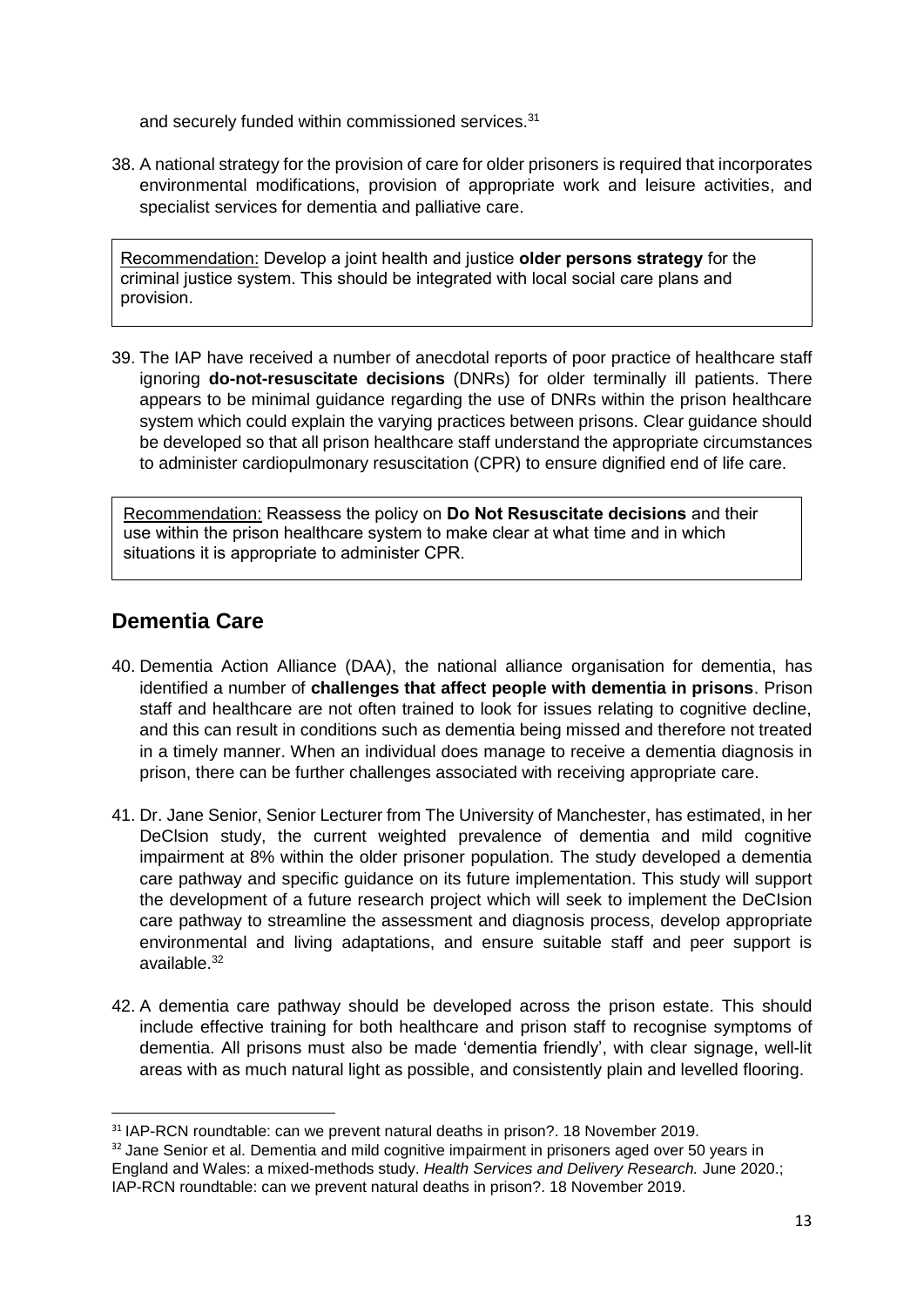and securely funded within commissioned services.[31]

38. A national strategy for the provision of care for older prisoners is required that incorporates environmental modifications, provision of appropriate work and leisure activities, and specialist services for dementia and palliative care.

> Recommendation: Develop a joint health and justice **older persons strategy** for the criminal justice system. This should be integrated with local social care plans and provision.

39. The IAP have received a number of anecdotal reports of poor practice of healthcare staff ignoring **do-not-resuscitate decisions** (DNRs) for older terminally ill patients. There appears to be minimal guidance regarding the use of DNRs within the prison healthcare system which could explain the varying practices between prisons. Clear guidance should be developed so that all prison healthcare staff understand the appropriate circumstances to administer cardiopulmonary resuscitation (CPR) to ensure dignified end of life care.

> Recommendation: Reassess the policy on **Do Not Resuscitate decisions** and their use within the prison healthcare system to make clear at what time and in which situations it is appropriate to administer CPR.

## Dementia Care

40. Dementia Action Alliance (DAA), the national alliance organisation for dementia, has identified a number of **challenges that affect people with dementia in prisons**. Prison staff and healthcare are not often trained to look for issues relating to cognitive decline, and this can result in conditions such as dementia being missed and therefore not treated in a timely manner. When an individual does manage to receive a dementia diagnosis in prison, there can be further challenges associated with receiving appropriate care.

41. Dr. Jane Senior, Senior Lecturer from The University of Manchester, has estimated, in her DeClsion study, the current weighted prevalence of dementia and mild cognitive impairment at 8% within the older prisoner population. The study developed a dementia care pathway and specific guidance on its future implementation. This study will support the development of a future research project which will seek to implement the DeCIsion care pathway to streamline the assessment and diagnosis process, develop appropriate environmental and living adaptations, and ensure suitable staff and peer support is available.[32]

42. A dementia care pathway should be developed across the prison estate. This should include effective training for both healthcare and prison staff to recognise symptoms of dementia. All prisons must also be made 'dementia friendly', with clear signage, well-lit areas with as much natural light as possible, and consistently plain and levelled flooring.

---

[31] IAP-RCN roundtable: can we prevent natural deaths in prison?. 18 November 2019.

[32] Jane Senior et al. Dementia and mild cognitive impairment in prisoners aged over 50 years in England and Wales: a mixed-methods study. *Health Services and Delivery Research.* June 2020.; IAP-RCN roundtable: can we prevent natural deaths in prison?. 18 November 2019.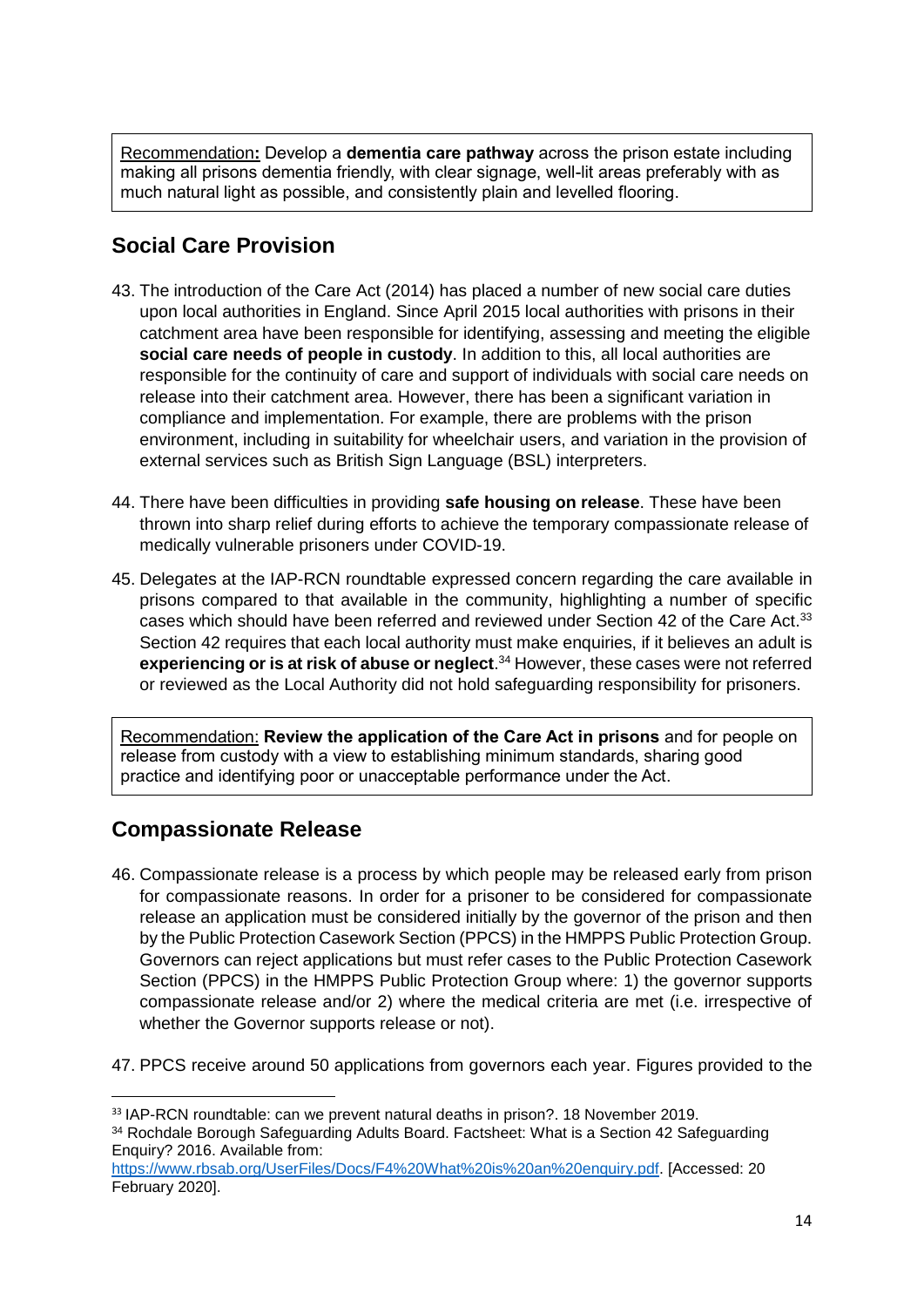Recommendation**:** Develop a **dementia care pathway** across the prison estate including making all prisons dementia friendly, with clear signage, well-lit areas preferably with as much natural light as possible, and consistently plain and levelled flooring.

## Social Care Provision

43. The introduction of the Care Act (2014) has placed a number of new social care duties upon local authorities in England. Since April 2015 local authorities with prisons in their catchment area have been responsible for identifying, assessing and meeting the eligible **social care needs of people in custody**. In addition to this, all local authorities are responsible for the continuity of care and support of individuals with social care needs on release into their catchment area. However, there has been a significant variation in compliance and implementation. For example, there are problems with the prison environment, including in suitability for wheelchair users, and variation in the provision of external services such as British Sign Language (BSL) interpreters.

44. There have been difficulties in providing **safe housing on release**. These have been thrown into sharp relief during efforts to achieve the temporary compassionate release of medically vulnerable prisoners under COVID-19.

45. Delegates at the IAP-RCN roundtable expressed concern regarding the care available in prisons compared to that available in the community, highlighting a number of specific cases which should have been referred and reviewed under Section 42 of the Care Act.[33] Section 42 requires that each local authority must make enquiries, if it believes an adult is **experiencing or is at risk of abuse or neglect**.[34] However, these cases were not referred or reviewed as the Local Authority did not hold safeguarding responsibility for prisoners.

Recommendation: **Review the application of the Care Act in prisons** and for people on release from custody with a view to establishing minimum standards, sharing good practice and identifying poor or unacceptable performance under the Act.

## Compassionate Release

46. Compassionate release is a process by which people may be released early from prison for compassionate reasons. In order for a prisoner to be considered for compassionate release an application must be considered initially by the governor of the prison and then by the Public Protection Casework Section (PPCS) in the HMPPS Public Protection Group. Governors can reject applications but must refer cases to the Public Protection Casework Section (PPCS) in the HMPPS Public Protection Group where: 1) the governor supports compassionate release and/or 2) where the medical criteria are met (i.e. irrespective of whether the Governor supports release or not).

47. PPCS receive around 50 applications from governors each year. Figures provided to the

---

[33] IAP-RCN roundtable: can we prevent natural deaths in prison?. 18 November 2019.

[34] Rochdale Borough Safeguarding Adults Board. Factsheet: What is a Section 42 Safeguarding Enquiry? 2016. Available from: https://www.rbsab.org/UserFiles/Docs/F4%20What%20is%20an%20enquiry.pdf. [Accessed: 20 February 2020].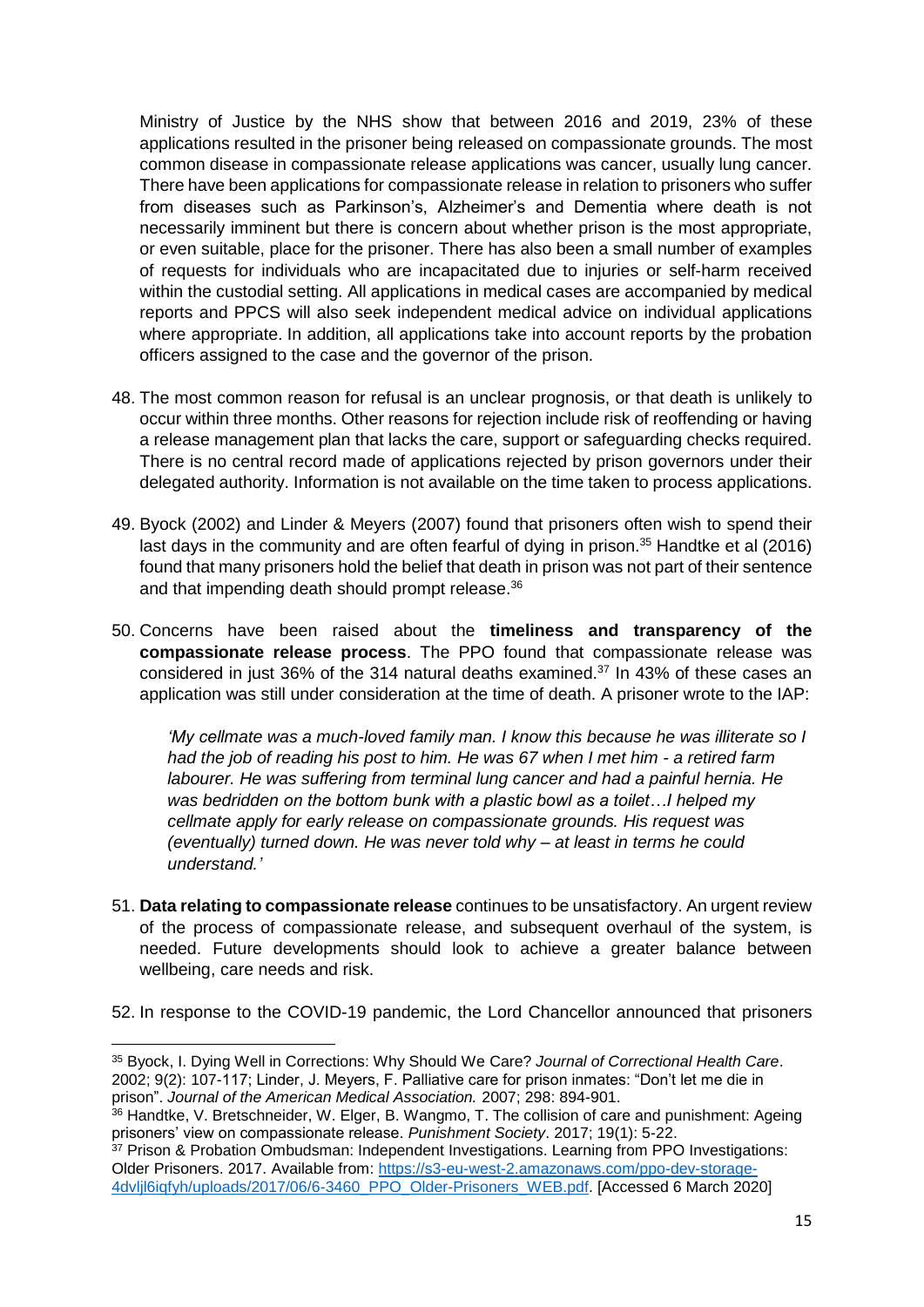Ministry of Justice by the NHS show that between 2016 and 2019, 23% of these applications resulted in the prisoner being released on compassionate grounds. The most common disease in compassionate release applications was cancer, usually lung cancer. There have been applications for compassionate release in relation to prisoners who suffer from diseases such as Parkinson's, Alzheimer's and Dementia where death is not necessarily imminent but there is concern about whether prison is the most appropriate, or even suitable, place for the prisoner. There has also been a small number of examples of requests for individuals who are incapacitated due to injuries or self-harm received within the custodial setting. All applications in medical cases are accompanied by medical reports and PPCS will also seek independent medical advice on individual applications where appropriate. In addition, all applications take into account reports by the probation officers assigned to the case and the governor of the prison.

48. The most common reason for refusal is an unclear prognosis, or that death is unlikely to occur within three months. Other reasons for rejection include risk of reoffending or having a release management plan that lacks the care, support or safeguarding checks required. There is no central record made of applications rejected by prison governors under their delegated authority. Information is not available on the time taken to process applications.

49. Byock (2002) and Linder & Meyers (2007) found that prisoners often wish to spend their last days in the community and are often fearful of dying in prison.[35] Handtke et al (2016) found that many prisoners hold the belief that death in prison was not part of their sentence and that impending death should prompt release.[36]

50. Concerns have been raised about the **timeliness and transparency of the compassionate release process**. The PPO found that compassionate release was considered in just 36% of the 314 natural deaths examined.[37] In 43% of these cases an application was still under consideration at the time of death. A prisoner wrote to the IAP:

    *'My cellmate was a much-loved family man. I know this because he was illiterate so I had the job of reading his post to him. He was 67 when I met him - a retired farm labourer. He was suffering from terminal lung cancer and had a painful hernia. He was bedridden on the bottom bunk with a plastic bowl as a toilet…I helped my cellmate apply for early release on compassionate grounds. His request was (eventually) turned down. He was never told why – at least in terms he could understand.'*

51. **Data relating to compassionate release** continues to be unsatisfactory. An urgent review of the process of compassionate release, and subsequent overhaul of the system, is needed. Future developments should look to achieve a greater balance between wellbeing, care needs and risk.

52. In response to the COVID-19 pandemic, the Lord Chancellor announced that prisoners

---

[35] Byock, I. Dying Well in Corrections: Why Should We Care? *Journal of Correctional Health Care*. 2002; 9(2): 107-117; Linder, J. Meyers, F. Palliative care for prison inmates: "Don't let me die in prison". *Journal of the American Medical Association.* 2007; 298: 894-901.

[36] Handtke, V. Bretschneider, W. Elger, B. Wangmo, T. The collision of care and punishment: Ageing prisoners' view on compassionate release. *Punishment Society*. 2017; 19(1): 5-22.

[37] Prison & Probation Ombudsman: Independent Investigations. Learning from PPO Investigations: Older Prisoners. 2017. Available from: https://s3-eu-west-2.amazonaws.com/ppo-dev-storage-4dvljl6iqfyh/uploads/2017/06/6-3460_PPO_Older-Prisoners_WEB.pdf. [Accessed 6 March 2020]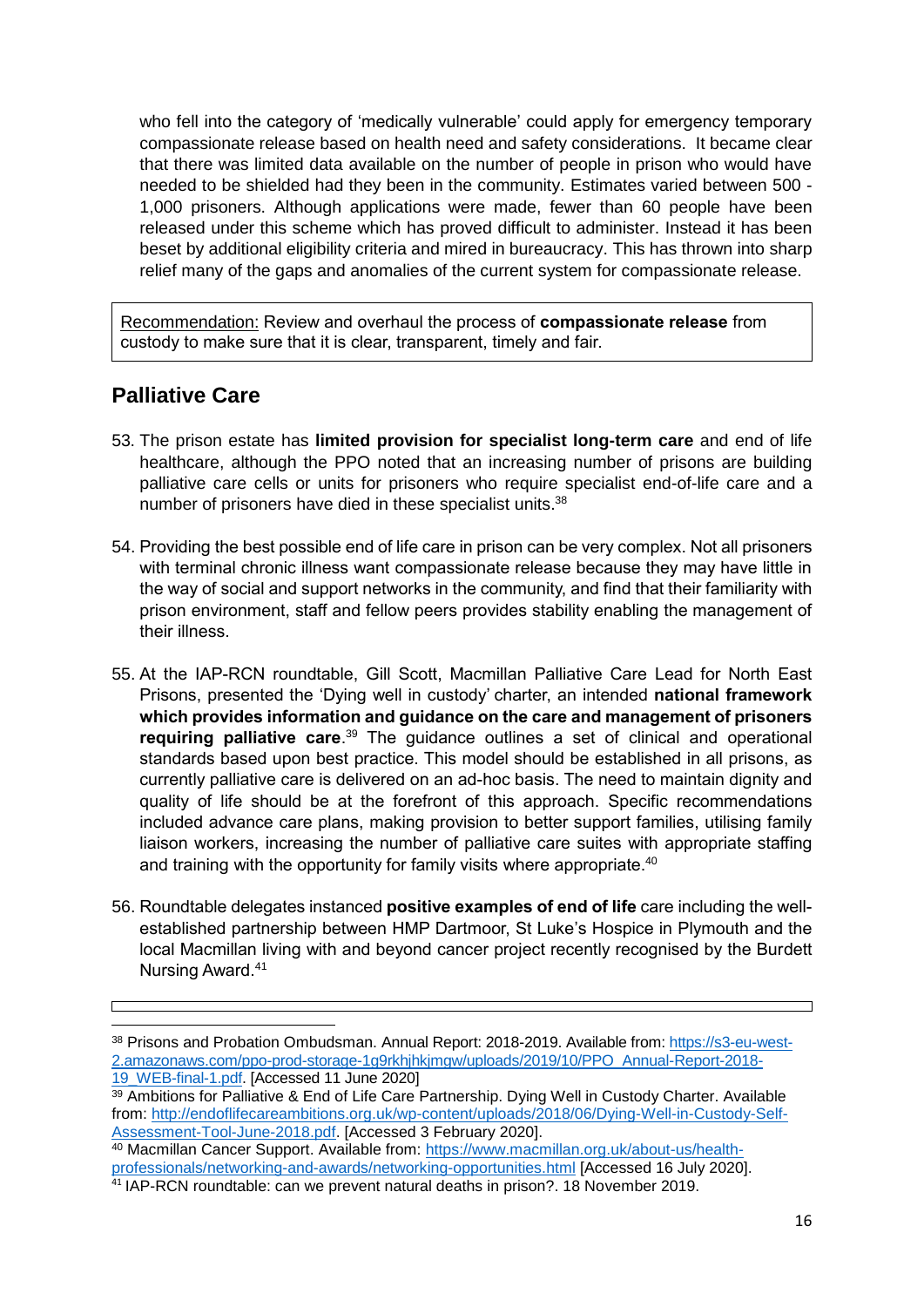who fell into the category of 'medically vulnerable' could apply for emergency temporary compassionate release based on health need and safety considerations. It became clear that there was limited data available on the number of people in prison who would have needed to be shielded had they been in the community. Estimates varied between 500 - 1,000 prisoners. Although applications were made, fewer than 60 people have been released under this scheme which has proved difficult to administer. Instead it has been beset by additional eligibility criteria and mired in bureaucracy. This has thrown into sharp relief many of the gaps and anomalies of the current system for compassionate release.

> Recommendation: Review and overhaul the process of **compassionate release** from custody to make sure that it is clear, transparent, timely and fair.

## Palliative Care

53. The prison estate has **limited provision for specialist long-term care** and end of life healthcare, although the PPO noted that an increasing number of prisons are building palliative care cells or units for prisoners who require specialist end-of-life care and a number of prisoners have died in these specialist units.[38]

54. Providing the best possible end of life care in prison can be very complex. Not all prisoners with terminal chronic illness want compassionate release because they may have little in the way of social and support networks in the community, and find that their familiarity with prison environment, staff and fellow peers provides stability enabling the management of their illness.

55. At the IAP-RCN roundtable, Gill Scott, Macmillan Palliative Care Lead for North East Prisons, presented the 'Dying well in custody' charter, an intended **national framework which provides information and guidance on the care and management of prisoners requiring palliative care**.[39] The guidance outlines a set of clinical and operational standards based upon best practice. This model should be established in all prisons, as currently palliative care is delivered on an ad-hoc basis. The need to maintain dignity and quality of life should be at the forefront of this approach. Specific recommendations included advance care plans, making provision to better support families, utilising family liaison workers, increasing the number of palliative care suites with appropriate staffing and training with the opportunity for family visits where appropriate.[40]

56. Roundtable delegates instanced **positive examples of end of life** care including the well-established partnership between HMP Dartmoor, St Luke's Hospice in Plymouth and the local Macmillan living with and beyond cancer project recently recognised by the Burdett Nursing Award.[41]

---

[38] Prisons and Probation Ombudsman. Annual Report: 2018-2019. Available from: https://s3-eu-west-2.amazonaws.com/ppo-prod-storage-1g9rkhjhkjmgw/uploads/2019/10/PPO_Annual-Report-2018-19_WEB-final-1.pdf. [Accessed 11 June 2020]

[39] Ambitions for Palliative & End of Life Care Partnership. Dying Well in Custody Charter. Available from: http://endoflifecareambitions.org.uk/wp-content/uploads/2018/06/Dying-Well-in-Custody-Self-Assessment-Tool-June-2018.pdf. [Accessed 3 February 2020].

[40] Macmillan Cancer Support. Available from: https://www.macmillan.org.uk/about-us/health-professionals/networking-and-awards/networking-opportunities.html [Accessed 16 July 2020].

[41] IAP-RCN roundtable: can we prevent natural deaths in prison?. 18 November 2019.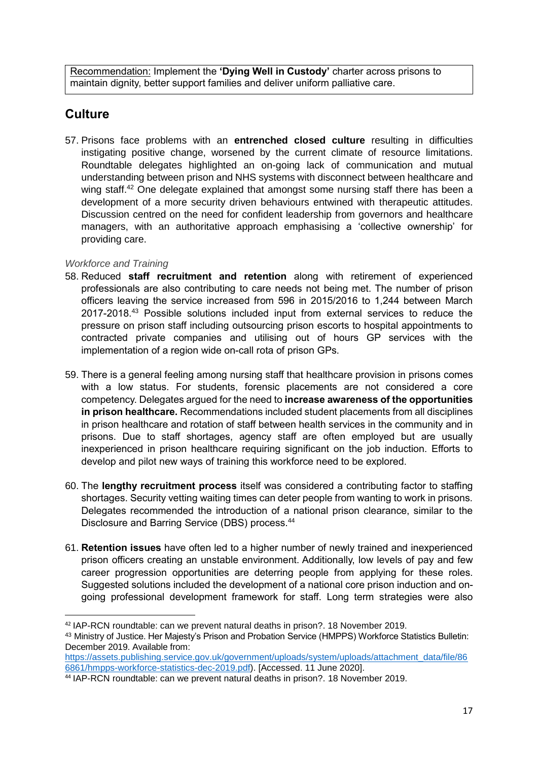Recommendation: Implement the **'Dying Well in Custody'** charter across prisons to maintain dignity, better support families and deliver uniform palliative care.

## Culture

57. Prisons face problems with an **entrenched closed culture** resulting in difficulties instigating positive change, worsened by the current climate of resource limitations. Roundtable delegates highlighted an on-going lack of communication and mutual understanding between prison and NHS systems with disconnect between healthcare and wing staff.[42] One delegate explained that amongst some nursing staff there has been a development of a more security driven behaviours entwined with therapeutic attitudes. Discussion centred on the need for confident leadership from governors and healthcare managers, with an authoritative approach emphasising a 'collective ownership' for providing care.

*Workforce and Training*

58. Reduced **staff recruitment and retention** along with retirement of experienced professionals are also contributing to care needs not being met. The number of prison officers leaving the service increased from 596 in 2015/2016 to 1,244 between March 2017-2018.[43] Possible solutions included input from external services to reduce the pressure on prison staff including outsourcing prison escorts to hospital appointments to contracted private companies and utilising out of hours GP services with the implementation of a region wide on-call rota of prison GPs.

59. There is a general feeling among nursing staff that healthcare provision in prisons comes with a low status. For students, forensic placements are not considered a core competency. Delegates argued for the need to **increase awareness of the opportunities in prison healthcare.** Recommendations included student placements from all disciplines in prison healthcare and rotation of staff between health services in the community and in prisons. Due to staff shortages, agency staff are often employed but are usually inexperienced in prison healthcare requiring significant on the job induction. Efforts to develop and pilot new ways of training this workforce need to be explored.

60. The **lengthy recruitment process** itself was considered a contributing factor to staffing shortages. Security vetting waiting times can deter people from wanting to work in prisons. Delegates recommended the introduction of a national prison clearance, similar to the Disclosure and Barring Service (DBS) process.[44]

61. **Retention issues** have often led to a higher number of newly trained and inexperienced prison officers creating an unstable environment. Additionally, low levels of pay and few career progression opportunities are deterring people from applying for these roles. Suggested solutions included the development of a national core prison induction and on-going professional development framework for staff. Long term strategies were also

---

[42] IAP-RCN roundtable: can we prevent natural deaths in prison?. 18 November 2019.

[43] Ministry of Justice. Her Majesty's Prison and Probation Service (HMPPS) Workforce Statistics Bulletin: December 2019. Available from: https://assets.publishing.service.gov.uk/government/uploads/system/uploads/attachment_data/file/866861/hmpps-workforce-statistics-dec-2019.pdf). [Accessed. 11 June 2020].

[44] IAP-RCN roundtable: can we prevent natural deaths in prison?. 18 November 2019.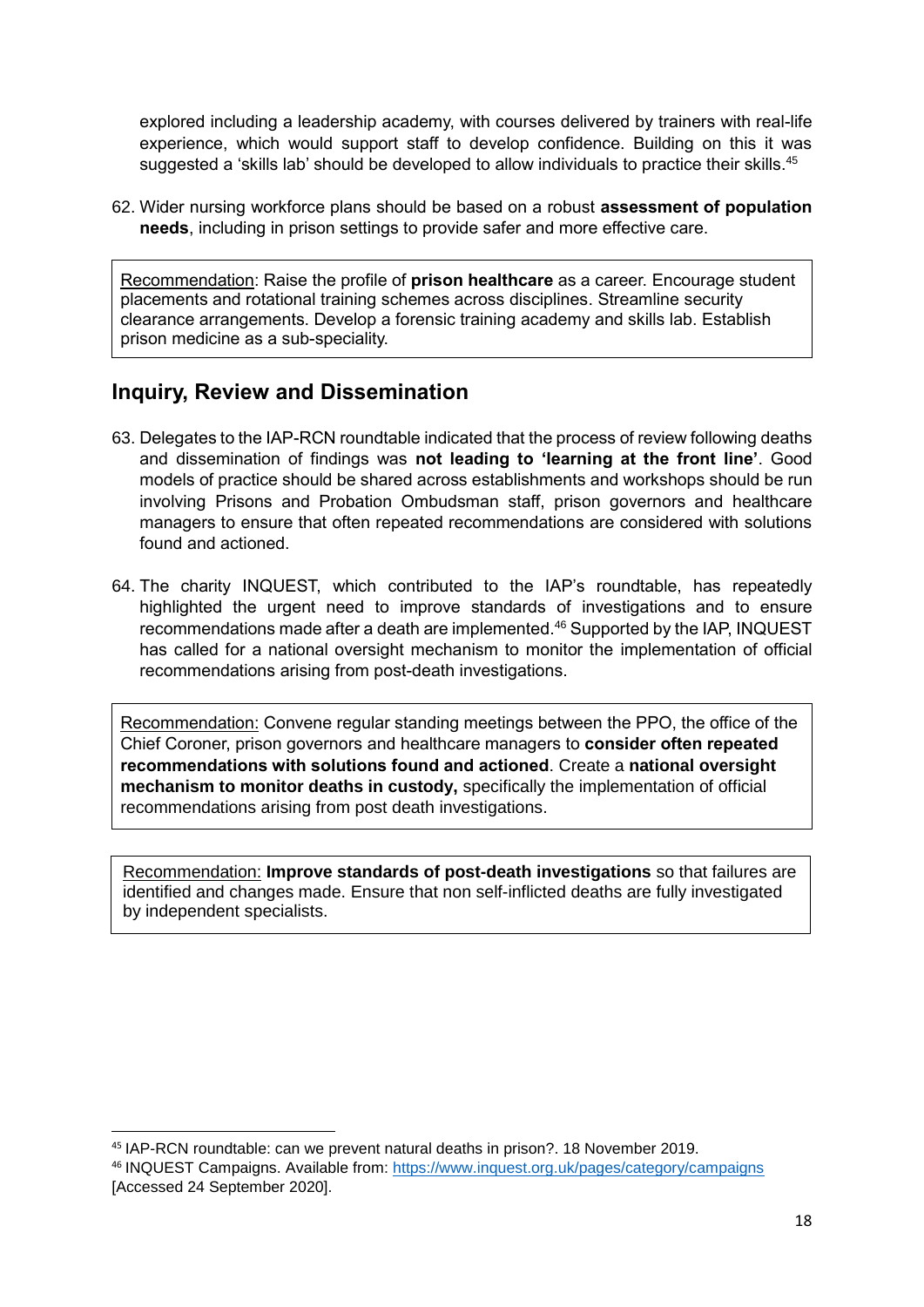explored including a leadership academy, with courses delivered by trainers with real-life experience, which would support staff to develop confidence. Building on this it was suggested a 'skills lab' should be developed to allow individuals to practice their skills.[45]

62. Wider nursing workforce plans should be based on a robust **assessment of population needs**, including in prison settings to provide safer and more effective care.

> Recommendation: Raise the profile of **prison healthcare** as a career. Encourage student placements and rotational training schemes across disciplines. Streamline security clearance arrangements. Develop a forensic training academy and skills lab. Establish prison medicine as a sub-speciality.

## Inquiry, Review and Dissemination

63. Delegates to the IAP-RCN roundtable indicated that the process of review following deaths and dissemination of findings was **not leading to 'learning at the front line'**. Good models of practice should be shared across establishments and workshops should be run involving Prisons and Probation Ombudsman staff, prison governors and healthcare managers to ensure that often repeated recommendations are considered with solutions found and actioned.

64. The charity INQUEST, which contributed to the IAP's roundtable, has repeatedly highlighted the urgent need to improve standards of investigations and to ensure recommendations made after a death are implemented.[46] Supported by the IAP, INQUEST has called for a national oversight mechanism to monitor the implementation of official recommendations arising from post-death investigations.

> Recommendation: Convene regular standing meetings between the PPO, the office of the Chief Coroner, prison governors and healthcare managers to **consider often repeated recommendations with solutions found and actioned**. Create a **national oversight mechanism to monitor deaths in custody,** specifically the implementation of official recommendations arising from post death investigations.

> Recommendation: **Improve standards of post-death investigations** so that failures are identified and changes made. Ensure that non self-inflicted deaths are fully investigated by independent specialists.

---

[45] IAP-RCN roundtable: can we prevent natural deaths in prison?. 18 November 2019.

[46] INQUEST Campaigns. Available from: https://www.inquest.org.uk/pages/category/campaigns [Accessed 24 September 2020].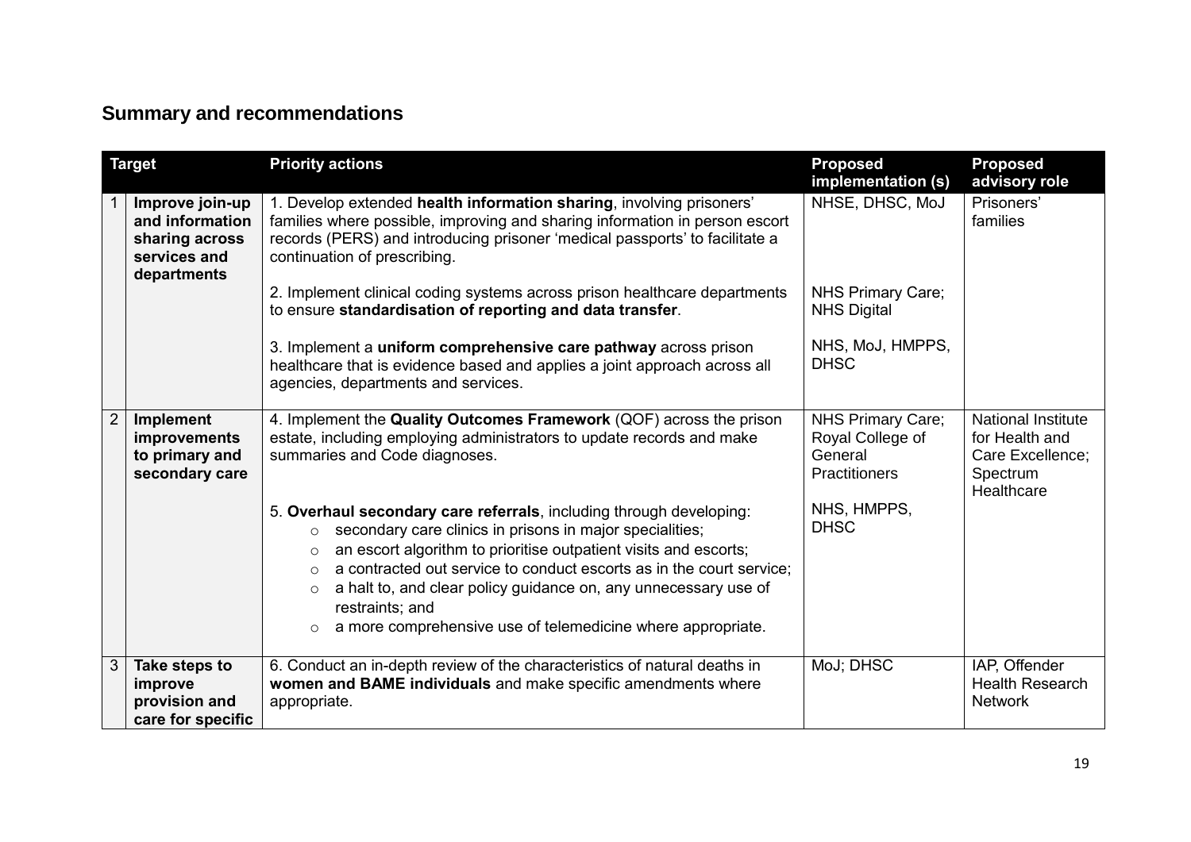## Summary and recommendations

| | Target | Priority actions | Proposed implementation (s) | Proposed advisory role |
|---|---|---|---|---|
| 1 | **Improve join-up and information sharing across services and departments** | 1. Develop extended **health information sharing**, involving prisoners' families where possible, improving and sharing information in person escort records (PERS) and introducing prisoner 'medical passports' to facilitate a continuation of prescribing. | NHSE, DHSC, MoJ | Prisoners' families |
| | | 2. Implement clinical coding systems across prison healthcare departments to ensure **standardisation of reporting and data transfer**. | NHS Primary Care; NHS Digital | |
| | | 3. Implement a **uniform comprehensive care pathway** across prison healthcare that is evidence based and applies a joint approach across all agencies, departments and services. | NHS, MoJ, HMPPS, DHSC | |
| 2 | **Implement improvements to primary and secondary care** | 4. Implement the **Quality Outcomes Framework** (QOF) across the prison estate, including employing administrators to update records and make summaries and Code diagnoses. | NHS Primary Care; Royal College of General Practitioners | National Institute for Health and Care Excellence; Spectrum Healthcare |
| | | 5. **Overhaul secondary care referrals**, including through developing:<br>○ secondary care clinics in prisons in major specialities;<br>○ an escort algorithm to prioritise outpatient visits and escorts;<br>○ a contracted out service to conduct escorts as in the court service;<br>○ a halt to, and clear policy guidance on, any unnecessary use of restraints; and<br>○ a more comprehensive use of telemedicine where appropriate. | NHS, HMPPS, DHSC | |
| 3 | **Take steps to improve provision and care for specific** | 6. Conduct an in-depth review of the characteristics of natural deaths in **women and BAME individuals** and make specific amendments where appropriate. | MoJ; DHSC | IAP, Offender Health Research Network |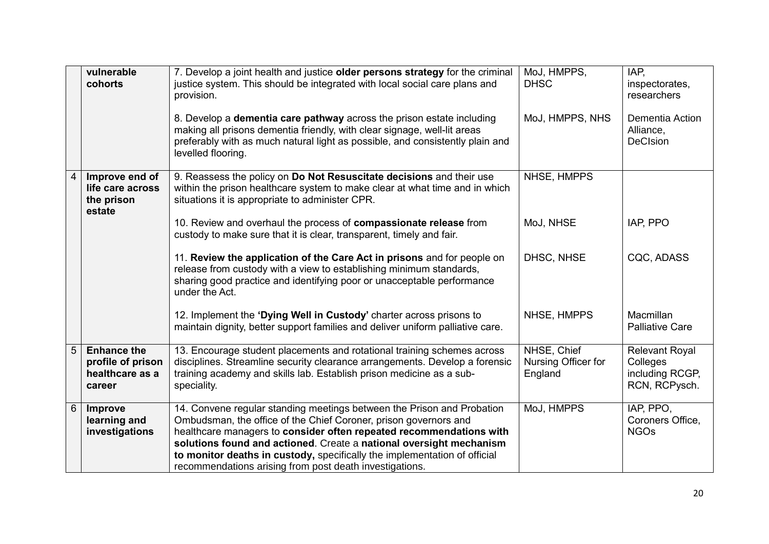|  |  |  |  |  |
|---|---|---|---|---|
|  | **vulnerable cohorts** | 7. Develop a joint health and justice **older persons strategy** for the criminal justice system. This should be integrated with local social care plans and provision. | MoJ, HMPPS, DHSC | IAP, inspectorates, researchers |
|  |  | 8. Develop a **dementia care pathway** across the prison estate including making all prisons dementia friendly, with clear signage, well-lit areas preferably with as much natural light as possible, and consistently plain and levelled flooring. | MoJ, HMPPS, NHS | Dementia Action Alliance, DeCIsion |
| 4 | **Improve end of life care across the prison estate** | 9. Reassess the policy on **Do Not Resuscitate decisions** and their use within the prison healthcare system to make clear at what time and in which situations it is appropriate to administer CPR. | NHSE, HMPPS |  |
|  |  | 10. Review and overhaul the process of **compassionate release** from custody to make sure that it is clear, transparent, timely and fair. | MoJ, NHSE | IAP, PPO |
|  |  | 11. **Review the application of the Care Act in prisons** and for people on release from custody with a view to establishing minimum standards, sharing good practice and identifying poor or unacceptable performance under the Act. | DHSC, NHSE | CQC, ADASS |
|  |  | 12. Implement the **'Dying Well in Custody'** charter across prisons to maintain dignity, better support families and deliver uniform palliative care. | NHSE, HMPPS | Macmillan Palliative Care |
| 5 | **Enhance the profile of prison healthcare as a career** | 13. Encourage student placements and rotational training schemes across disciplines. Streamline security clearance arrangements. Develop a forensic training academy and skills lab. Establish prison medicine as a sub-speciality. | NHSE, Chief Nursing Officer for England | Relevant Royal Colleges including RCGP, RCN, RCPysch. |
| 6 | **Improve learning and investigations** | 14. Convene regular standing meetings between the Prison and Probation Ombudsman, the office of the Chief Coroner, prison governors and healthcare managers to **consider often repeated recommendations with solutions found and actioned**. Create a **national oversight mechanism to monitor deaths in custody,** specifically the implementation of official recommendations arising from post death investigations. | MoJ, HMPPS | IAP, PPO, Coroners Office, NGOs |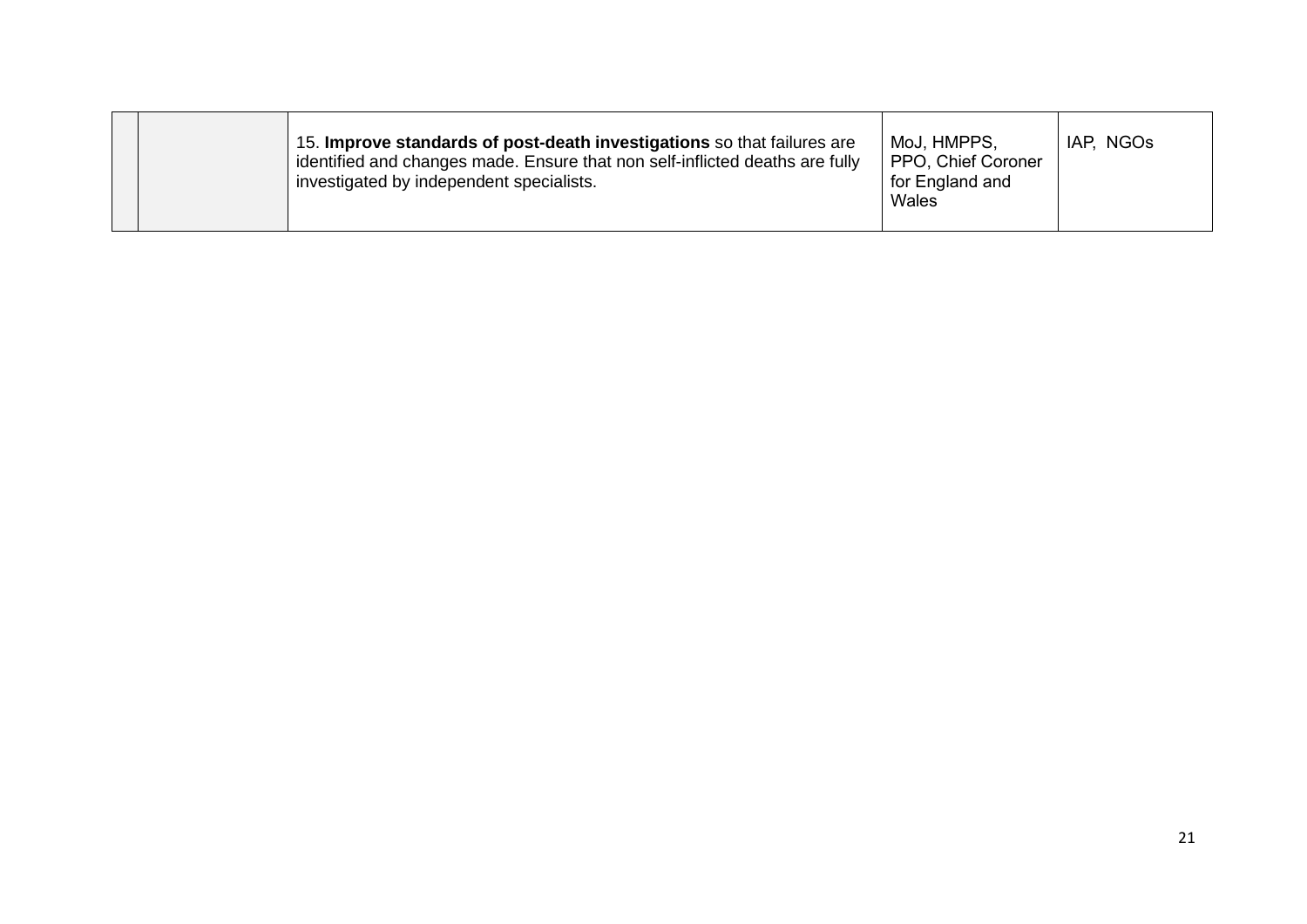| | | | | |
|---|---|---|---|---|
| | | 15. **Improve standards of post-death investigations** so that failures are identified and changes made. Ensure that non self-inflicted deaths are fully investigated by independent specialists. | MoJ, HMPPS, PPO, Chief Coroner for England and Wales | IAP, NGOs |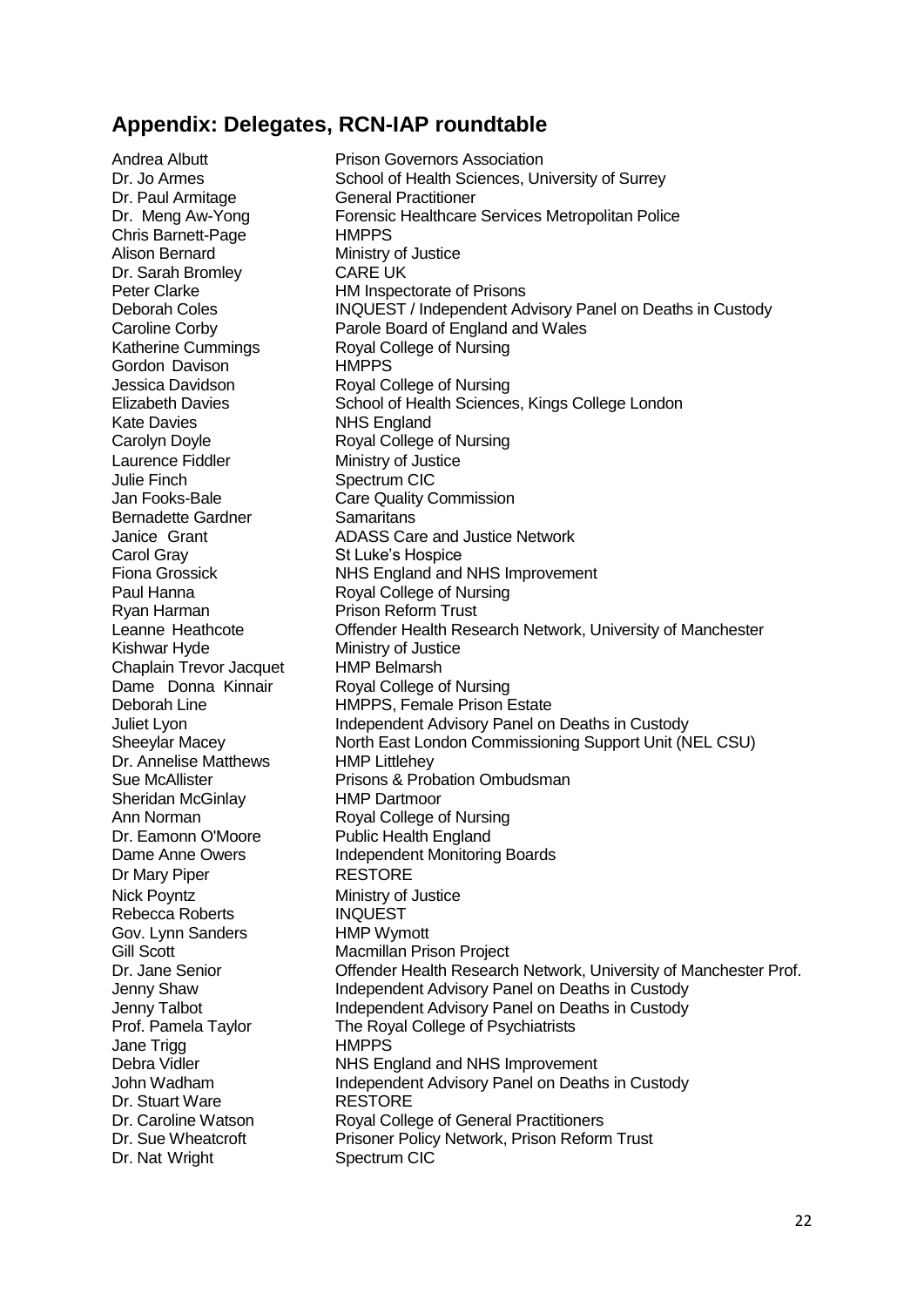## Appendix: Delegates, RCN-IAP roundtable

| | |
|---|---|
| Andrea Albutt | Prison Governors Association |
| Dr. Jo Armes | School of Health Sciences, University of Surrey |
| Dr. Paul Armitage | General Practitioner |
| Dr. Meng Aw-Yong | Forensic Healthcare Services Metropolitan Police |
| Chris Barnett-Page | HMPPS |
| Alison Bernard | Ministry of Justice |
| Dr. Sarah Bromley | CARE UK |
| Peter Clarke | HM Inspectorate of Prisons |
| Deborah Coles | INQUEST / Independent Advisory Panel on Deaths in Custody |
| Caroline Corby | Parole Board of England and Wales |
| Katherine Cummings | Royal College of Nursing |
| Gordon Davison | HMPPS |
| Jessica Davidson | Royal College of Nursing |
| Elizabeth Davies | School of Health Sciences, Kings College London |
| Kate Davies | NHS England |
| Carolyn Doyle | Royal College of Nursing |
| Laurence Fiddler | Ministry of Justice |
| Julie Finch | Spectrum CIC |
| Jan Fooks-Bale | Care Quality Commission |
| Bernadette Gardner | Samaritans |
| Janice Grant | ADASS Care and Justice Network |
| Carol Gray | St Luke's Hospice |
| Fiona Grossick | NHS England and NHS Improvement |
| Paul Hanna | Royal College of Nursing |
| Ryan Harman | Prison Reform Trust |
| Leanne Heathcote | Offender Health Research Network, University of Manchester |
| Kishwar Hyde | Ministry of Justice |
| Chaplain Trevor Jacquet | HMP Belmarsh |
| Dame Donna Kinnair | Royal College of Nursing |
| Deborah Line | HMPPS, Female Prison Estate |
| Juliet Lyon | Independent Advisory Panel on Deaths in Custody |
| Sheeylar Macey | North East London Commissioning Support Unit (NEL CSU) |
| Dr. Annelise Matthews | HMP Littlehey |
| Sue McAllister | Prisons & Probation Ombudsman |
| Sheridan McGinlay | HMP Dartmoor |
| Ann Norman | Royal College of Nursing |
| Dr. Eamonn O'Moore | Public Health England |
| Dame Anne Owers | Independent Monitoring Boards |
| Dr Mary Piper | RESTORE |
| Nick Poyntz | Ministry of Justice |
| Rebecca Roberts | INQUEST |
| Gov. Lynn Sanders | HMP Wymott |
| Gill Scott | Macmillan Prison Project |
| Dr. Jane Senior | Offender Health Research Network, University of Manchester Prof. |
| Jenny Shaw | Independent Advisory Panel on Deaths in Custody |
| Jenny Talbot | Independent Advisory Panel on Deaths in Custody |
| Prof. Pamela Taylor | The Royal College of Psychiatrists |
| Jane Trigg | HMPPS |
| Debra Vidler | NHS England and NHS Improvement |
| John Wadham | Independent Advisory Panel on Deaths in Custody |
| Dr. Stuart Ware | RESTORE |
| Dr. Caroline Watson | Royal College of General Practitioners |
| Dr. Sue Wheatcroft | Prisoner Policy Network, Prison Reform Trust |
| Dr. Nat Wright | Spectrum CIC |